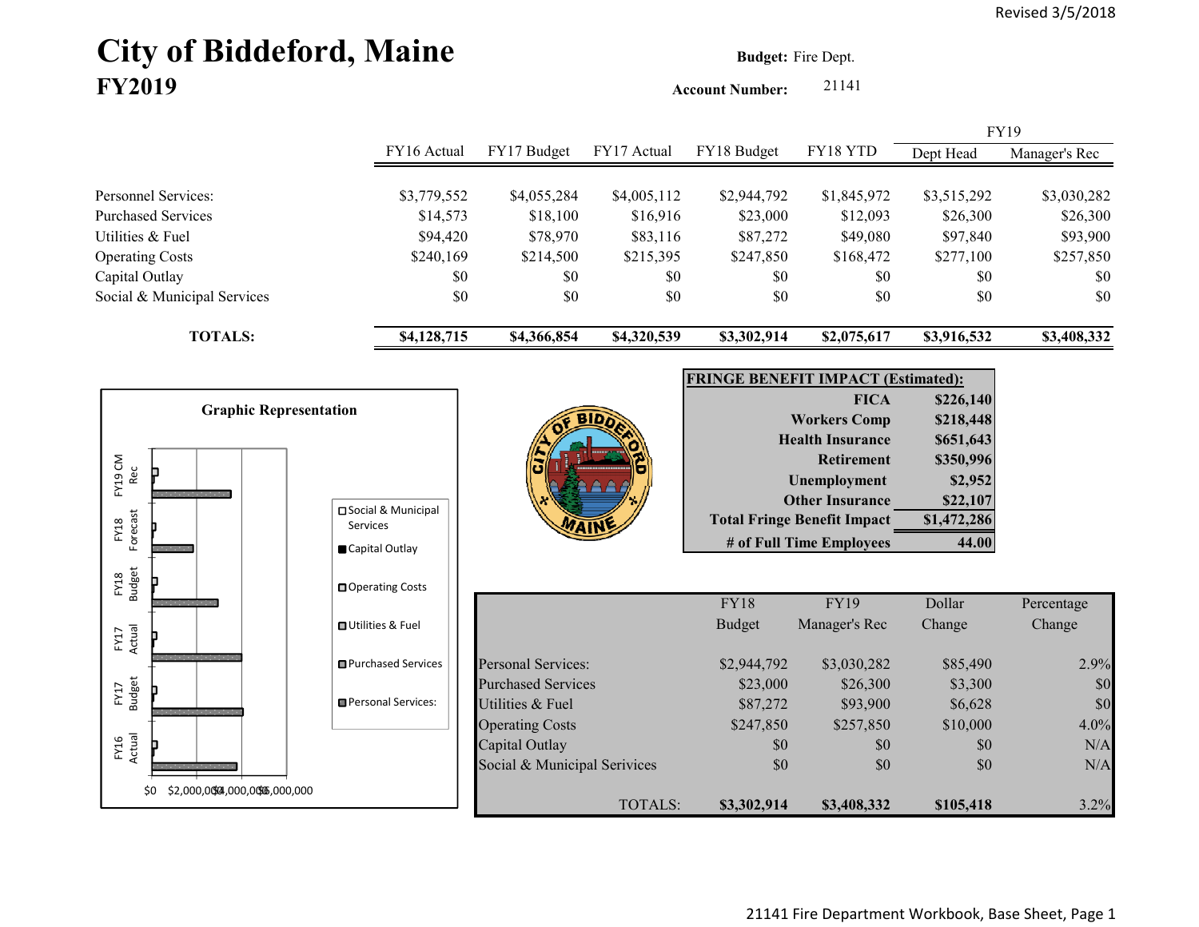Revised 3/5/2018

# City of Biddeford, Maine
## FY2019

**Budget:** Fire Dept.

**Account Number:** 21141

| | FY16 Actual | FY17 Budget | FY17 Actual | FY18 Budget | FY18 YTD | FY19 Dept Head | FY19 Manager's Rec |
|---|---|---|---|---|---|---|---|
| Personnel Services: | $3,779,552 | $4,055,284 | $4,005,112 | $2,944,792 | $1,845,972 | $3,515,292 | $3,030,282 |
| Purchased Services | $14,573 | $18,100 | $16,916 | $23,000 | $12,093 | $26,300 | $26,300 |
| Utilities & Fuel | $94,420 | $78,970 | $83,116 | $87,272 | $49,080 | $97,840 | $93,900 |
| Operating Costs | $240,169 | $214,500 | $215,395 | $247,850 | $168,472 | $277,100 | $257,850 |
| Capital Outlay | $0 | $0 | $0 | $0 | $0 | $0 | $0 |
| Social & Municipal Services | $0 | $0 | $0 | $0 | $0 | $0 | $0 |
| **TOTALS:** | **$4,128,715** | **$4,366,854** | **$4,320,539** | **$3,302,914** | **$2,075,617** | **$3,916,532** | **$3,408,332** |

**Graphic Representation**

| **FRINGE BENEFIT IMPACT (Estimated):** | |
|---|---|
| **FICA** | **$226,140** |
| **Workers Comp** | **$218,448** |
| **Health Insurance** | **$651,643** |
| **Retirement** | **$350,996** |
| **Unemployment** | **$2,952** |
| **Other Insurance** | **$22,107** |
| **Total Fringe Benefit Impact** | **$1,472,286** |
| **# of Full Time Employees** | **44.00** |

| | FY18 Budget | FY19 Manager's Rec | Dollar Change | Percentage Change |
|---|---|---|---|---|
| Personal Services: | $2,944,792 | $3,030,282 | $85,490 | 2.9% |
| Purchased Services | $23,000 | $26,300 | $3,300 | $0 |
| Utilities & Fuel | $87,272 | $93,900 | $6,628 | $0 |
| Operating Costs | $247,850 | $257,850 | $10,000 | 4.0% |
| Capital Outlay | $0 | $0 | $0 | N/A |
| Social & Municipal Services | $0 | $0 | $0 | N/A |
| TOTALS: | **$3,302,914** | **$3,408,332** | **$105,418** | 3.2% |

21141 Fire Department Workbook, Base Sheet, Page 1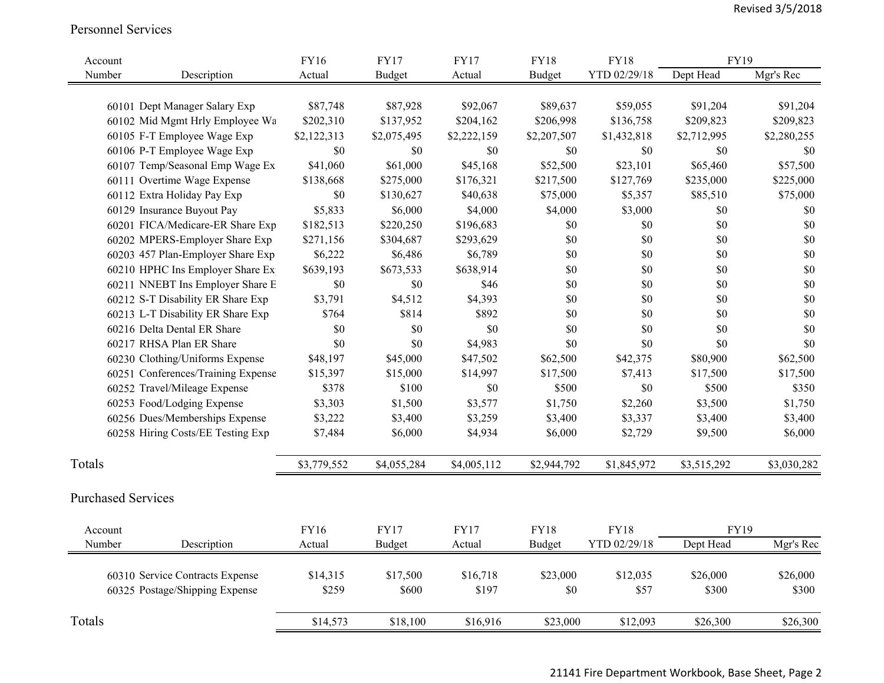Revised 3/5/2018

## Personnel Services

| Account Number | Description | FY16 Actual | FY17 Budget | FY17 Actual | FY18 Budget | FY18 YTD 02/29/18 | FY19 Dept Head | FY19 Mgr's Rec |
|---|---|---|---|---|---|---|---|---|
| 60101 | Dept Manager Salary Exp | $87,748 | $87,928 | $92,067 | $89,637 | $59,055 | $91,204 | $91,204 |
| 60102 | Mid Mgmt Hrly Employee Wa | $202,310 | $137,952 | $204,162 | $206,998 | $136,758 | $209,823 | $209,823 |
| 60105 | F-T Employee Wage Exp | $2,122,313 | $2,075,495 | $2,222,159 | $2,207,507 | $1,432,818 | $2,712,995 | $2,280,255 |
| 60106 | P-T Employee Wage Exp | $0 | $0 | $0 | $0 | $0 | $0 | $0 |
| 60107 | Temp/Seasonal Emp Wage Ex | $41,060 | $61,000 | $45,168 | $52,500 | $23,101 | $65,460 | $57,500 |
| 60111 | Overtime Wage Expense | $138,668 | $275,000 | $176,321 | $217,500 | $127,769 | $235,000 | $225,000 |
| 60112 | Extra Holiday Pay Exp | $0 | $130,627 | $40,638 | $75,000 | $5,357 | $85,510 | $75,000 |
| 60129 | Insurance Buyout Pay | $5,833 | $6,000 | $4,000 | $4,000 | $3,000 | $0 | $0 |
| 60201 | FICA/Medicare-ER Share Exp | $182,513 | $220,250 | $196,683 | $0 | $0 | $0 | $0 |
| 60202 | MPERS-Employer Share Exp | $271,156 | $304,687 | $293,629 | $0 | $0 | $0 | $0 |
| 60203 | 457 Plan-Employer Share Exp | $6,222 | $6,486 | $6,789 | $0 | $0 | $0 | $0 |
| 60210 | HPHC Ins Employer Share Ex | $639,193 | $673,533 | $638,914 | $0 | $0 | $0 | $0 |
| 60211 | NNEBT Ins Employer Share E | $0 | $0 | $46 | $0 | $0 | $0 | $0 |
| 60212 | S-T Disability ER Share Exp | $3,791 | $4,512 | $4,393 | $0 | $0 | $0 | $0 |
| 60213 | L-T Disability ER Share Exp | $764 | $814 | $892 | $0 | $0 | $0 | $0 |
| 60216 | Delta Dental ER Share | $0 | $0 | $0 | $0 | $0 | $0 | $0 |
| 60217 | RHSA Plan ER Share | $0 | $0 | $4,983 | $0 | $0 | $0 | $0 |
| 60230 | Clothing/Uniforms Expense | $48,197 | $45,000 | $47,502 | $62,500 | $42,375 | $80,900 | $62,500 |
| 60251 | Conferences/Training Expense | $15,397 | $15,000 | $14,997 | $17,500 | $7,413 | $17,500 | $17,500 |
| 60252 | Travel/Mileage Expense | $378 | $100 | $0 | $500 | $0 | $500 | $350 |
| 60253 | Food/Lodging Expense | $3,303 | $1,500 | $3,577 | $1,750 | $2,260 | $3,500 | $1,750 |
| 60256 | Dues/Memberships Expense | $3,222 | $3,400 | $3,259 | $3,400 | $3,337 | $3,400 | $3,400 |
| 60258 | Hiring Costs/EE Testing Exp | $7,484 | $6,000 | $4,934 | $6,000 | $2,729 | $9,500 | $6,000 |
| Totals | | $3,779,552 | $4,055,284 | $4,005,112 | $2,944,792 | $1,845,972 | $3,515,292 | $3,030,282 |

## Purchased Services

| Account Number | Description | FY16 Actual | FY17 Budget | FY17 Actual | FY18 Budget | FY18 YTD 02/29/18 | FY19 Dept Head | FY19 Mgr's Rec |
|---|---|---|---|---|---|---|---|---|
| 60310 | Service Contracts Expense | $14,315 | $17,500 | $16,718 | $23,000 | $12,035 | $26,000 | $26,000 |
| 60325 | Postage/Shipping Expense | $259 | $600 | $197 | $0 | $57 | $300 | $300 |
| Totals | | $14,573 | $18,100 | $16,916 | $23,000 | $12,093 | $26,300 | $26,300 |

21141 Fire Department Workbook, Base Sheet, Page 2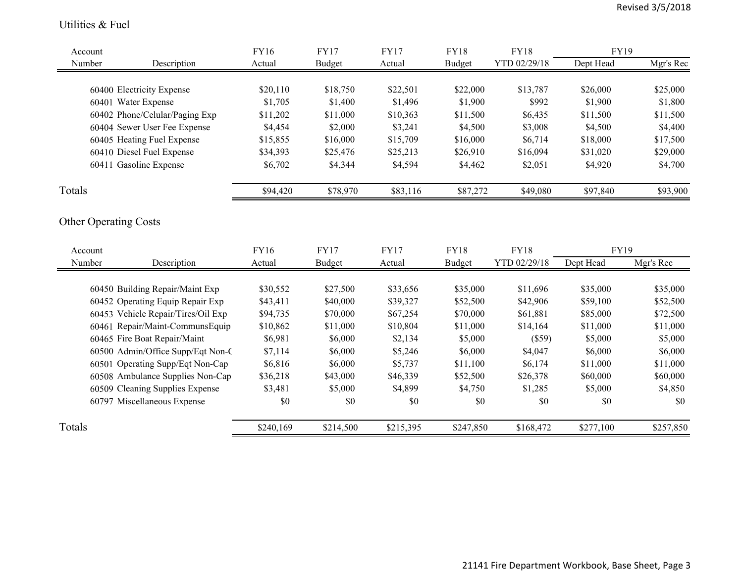## Utilities & Fuel

| Account Number | Description | FY16 Actual | FY17 Budget | FY17 Actual | FY18 Budget | FY18 YTD 02/29/18 | FY19 Dept Head | FY19 Mgr's Rec |
|---|---|---|---|---|---|---|---|---|
| 60400 | Electricity Expense | $20,110 | $18,750 | $22,501 | $22,000 | $13,787 | $26,000 | $25,000 |
| 60401 | Water Expense | $1,705 | $1,400 | $1,496 | $1,900 | $992 | $1,900 | $1,800 |
| 60402 | Phone/Celular/Paging Exp | $11,202 | $11,000 | $10,363 | $11,500 | $6,435 | $11,500 | $11,500 |
| 60404 | Sewer User Fee Expense | $4,454 | $2,000 | $3,241 | $4,500 | $3,008 | $4,500 | $4,400 |
| 60405 | Heating Fuel Expense | $15,855 | $16,000 | $15,709 | $16,000 | $6,714 | $18,000 | $17,500 |
| 60410 | Diesel Fuel Expense | $34,393 | $25,476 | $25,213 | $26,910 | $16,094 | $31,020 | $29,000 |
| 60411 | Gasoline Expense | $6,702 | $4,344 | $4,594 | $4,462 | $2,051 | $4,920 | $4,700 |
| Totals | | $94,420 | $78,970 | $83,116 | $87,272 | $49,080 | $97,840 | $93,900 |

## Other Operating Costs

| Account Number | Description | FY16 Actual | FY17 Budget | FY17 Actual | FY18 Budget | FY18 YTD 02/29/18 | FY19 Dept Head | FY19 Mgr's Rec |
|---|---|---|---|---|---|---|---|---|
| 60450 | Building Repair/Maint Exp | $30,552 | $27,500 | $33,656 | $35,000 | $11,696 | $35,000 | $35,000 |
| 60452 | Operating Equip Repair Exp | $43,411 | $40,000 | $39,327 | $52,500 | $42,906 | $59,100 | $52,500 |
| 60453 | Vehicle Repair/Tires/Oil Exp | $94,735 | $70,000 | $67,254 | $70,000 | $61,881 | $85,000 | $72,500 |
| 60461 | Repair/Maint-CommunsEquip | $10,862 | $11,000 | $10,804 | $11,000 | $14,164 | $11,000 | $11,000 |
| 60465 | Fire Boat Repair/Maint | $6,981 | $6,000 | $2,134 | $5,000 | ($59) | $5,000 | $5,000 |
| 60500 | Admin/Office Supp/Eqt Non-C | $7,114 | $6,000 | $5,246 | $6,000 | $4,047 | $6,000 | $6,000 |
| 60501 | Operating Supp/Eqt Non-Cap | $6,816 | $6,000 | $5,737 | $11,100 | $6,174 | $11,000 | $11,000 |
| 60508 | Ambulance Supplies Non-Cap | $36,218 | $43,000 | $46,339 | $52,500 | $26,378 | $60,000 | $60,000 |
| 60509 | Cleaning Supplies Expense | $3,481 | $5,000 | $4,899 | $4,750 | $1,285 | $5,000 | $4,850 |
| 60797 | Miscellaneous Expense | $0 | $0 | $0 | $0 | $0 | $0 | $0 |
| Totals | | $240,169 | $214,500 | $215,395 | $247,850 | $168,472 | $277,100 | $257,850 |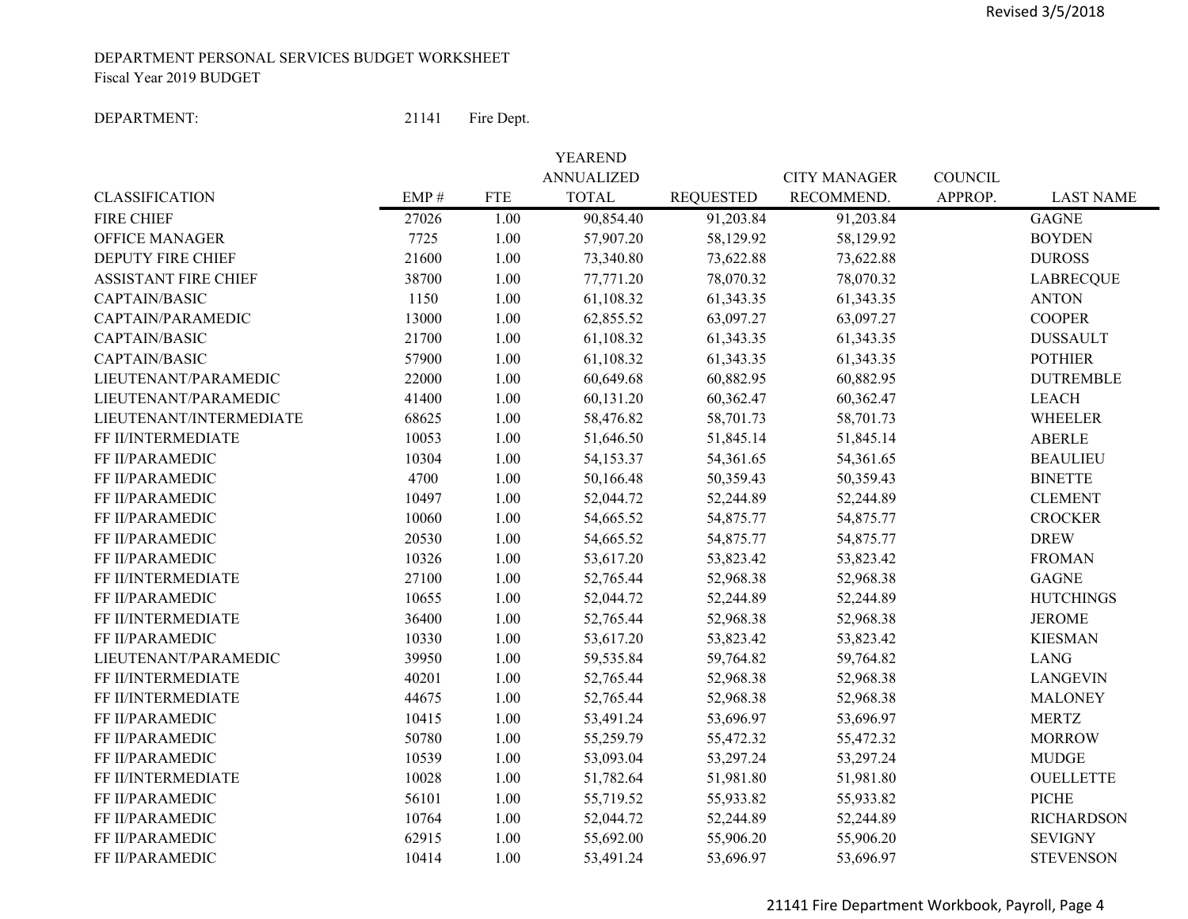Revised 3/5/2018

DEPARTMENT PERSONAL SERVICES BUDGET WORKSHEET
Fiscal Year 2019 BUDGET

DEPARTMENT: 21141 Fire Dept.

| CLASSIFICATION | EMP # | FTE | YEAREND ANNUALIZED TOTAL | REQUESTED | CITY MANAGER RECOMMEND. | COUNCIL APPROP. | LAST NAME |
|---|---|---|---|---|---|---|---|
| FIRE CHIEF | 27026 | 1.00 | 90,854.40 | 91,203.84 | 91,203.84 | | GAGNE |
| OFFICE MANAGER | 7725 | 1.00 | 57,907.20 | 58,129.92 | 58,129.92 | | BOYDEN |
| DEPUTY FIRE CHIEF | 21600 | 1.00 | 73,340.80 | 73,622.88 | 73,622.88 | | DUROSS |
| ASSISTANT FIRE CHIEF | 38700 | 1.00 | 77,771.20 | 78,070.32 | 78,070.32 | | LABRECQUE |
| CAPTAIN/BASIC | 1150 | 1.00 | 61,108.32 | 61,343.35 | 61,343.35 | | ANTON |
| CAPTAIN/PARAMEDIC | 13000 | 1.00 | 62,855.52 | 63,097.27 | 63,097.27 | | COOPER |
| CAPTAIN/BASIC | 21700 | 1.00 | 61,108.32 | 61,343.35 | 61,343.35 | | DUSSAULT |
| CAPTAIN/BASIC | 57900 | 1.00 | 61,108.32 | 61,343.35 | 61,343.35 | | POTHIER |
| LIEUTENANT/PARAMEDIC | 22000 | 1.00 | 60,649.68 | 60,882.95 | 60,882.95 | | DUTREMBLE |
| LIEUTENANT/PARAMEDIC | 41400 | 1.00 | 60,131.20 | 60,362.47 | 60,362.47 | | LEACH |
| LIEUTENANT/INTERMEDIATE | 68625 | 1.00 | 58,476.82 | 58,701.73 | 58,701.73 | | WHEELER |
| FF II/INTERMEDIATE | 10053 | 1.00 | 51,646.50 | 51,845.14 | 51,845.14 | | ABERLE |
| FF II/PARAMEDIC | 10304 | 1.00 | 54,153.37 | 54,361.65 | 54,361.65 | | BEAULIEU |
| FF II/PARAMEDIC | 4700 | 1.00 | 50,166.48 | 50,359.43 | 50,359.43 | | BINETTE |
| FF II/PARAMEDIC | 10497 | 1.00 | 52,044.72 | 52,244.89 | 52,244.89 | | CLEMENT |
| FF II/PARAMEDIC | 10060 | 1.00 | 54,665.52 | 54,875.77 | 54,875.77 | | CROCKER |
| FF II/PARAMEDIC | 20530 | 1.00 | 54,665.52 | 54,875.77 | 54,875.77 | | DREW |
| FF II/PARAMEDIC | 10326 | 1.00 | 53,617.20 | 53,823.42 | 53,823.42 | | FROMAN |
| FF II/INTERMEDIATE | 27100 | 1.00 | 52,765.44 | 52,968.38 | 52,968.38 | | GAGNE |
| FF II/PARAMEDIC | 10655 | 1.00 | 52,044.72 | 52,244.89 | 52,244.89 | | HUTCHINGS |
| FF II/INTERMEDIATE | 36400 | 1.00 | 52,765.44 | 52,968.38 | 52,968.38 | | JEROME |
| FF II/PARAMEDIC | 10330 | 1.00 | 53,617.20 | 53,823.42 | 53,823.42 | | KIESMAN |
| LIEUTENANT/PARAMEDIC | 39950 | 1.00 | 59,535.84 | 59,764.82 | 59,764.82 | | LANG |
| FF II/INTERMEDIATE | 40201 | 1.00 | 52,765.44 | 52,968.38 | 52,968.38 | | LANGEVIN |
| FF II/INTERMEDIATE | 44675 | 1.00 | 52,765.44 | 52,968.38 | 52,968.38 | | MALONEY |
| FF II/PARAMEDIC | 10415 | 1.00 | 53,491.24 | 53,696.97 | 53,696.97 | | MERTZ |
| FF II/PARAMEDIC | 50780 | 1.00 | 55,259.79 | 55,472.32 | 55,472.32 | | MORROW |
| FF II/PARAMEDIC | 10539 | 1.00 | 53,093.04 | 53,297.24 | 53,297.24 | | MUDGE |
| FF II/INTERMEDIATE | 10028 | 1.00 | 51,782.64 | 51,981.80 | 51,981.80 | | OUELLETTE |
| FF II/PARAMEDIC | 56101 | 1.00 | 55,719.52 | 55,933.82 | 55,933.82 | | PICHE |
| FF II/PARAMEDIC | 10764 | 1.00 | 52,044.72 | 52,244.89 | 52,244.89 | | RICHARDSON |
| FF II/PARAMEDIC | 62915 | 1.00 | 55,692.00 | 55,906.20 | 55,906.20 | | SEVIGNY |
| FF II/PARAMEDIC | 10414 | 1.00 | 53,491.24 | 53,696.97 | 53,696.97 | | STEVENSON |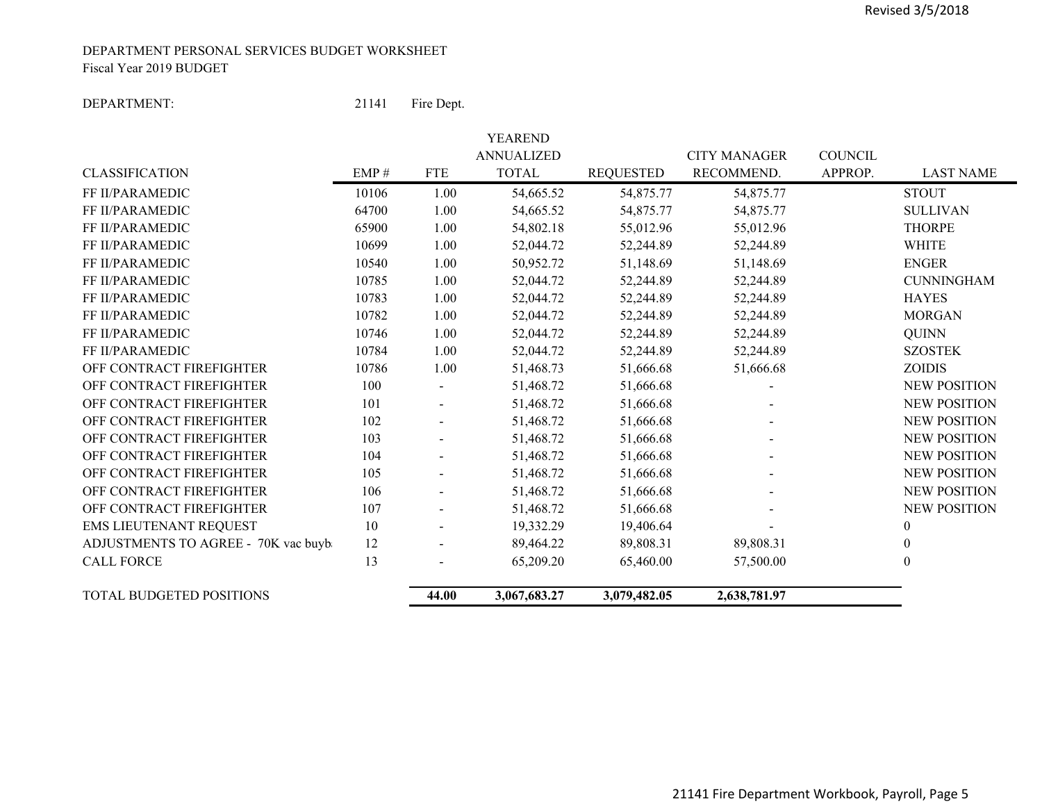Revised 3/5/2018

DEPARTMENT PERSONAL SERVICES BUDGET WORKSHEET
Fiscal Year 2019 BUDGET

DEPARTMENT: 21141 Fire Dept.

| CLASSIFICATION | EMP # | FTE | YEAREND ANNUALIZED TOTAL | REQUESTED | CITY MANAGER RECOMMEND. | COUNCIL APPROP. | LAST NAME |
|---|---|---|---|---|---|---|---|
| FF II/PARAMEDIC | 10106 | 1.00 | 54,665.52 | 54,875.77 | 54,875.77 | | STOUT |
| FF II/PARAMEDIC | 64700 | 1.00 | 54,665.52 | 54,875.77 | 54,875.77 | | SULLIVAN |
| FF II/PARAMEDIC | 65900 | 1.00 | 54,802.18 | 55,012.96 | 55,012.96 | | THORPE |
| FF II/PARAMEDIC | 10699 | 1.00 | 52,044.72 | 52,244.89 | 52,244.89 | | WHITE |
| FF II/PARAMEDIC | 10540 | 1.00 | 50,952.72 | 51,148.69 | 51,148.69 | | ENGER |
| FF II/PARAMEDIC | 10785 | 1.00 | 52,044.72 | 52,244.89 | 52,244.89 | | CUNNINGHAM |
| FF II/PARAMEDIC | 10783 | 1.00 | 52,044.72 | 52,244.89 | 52,244.89 | | HAYES |
| FF II/PARAMEDIC | 10782 | 1.00 | 52,044.72 | 52,244.89 | 52,244.89 | | MORGAN |
| FF II/PARAMEDIC | 10746 | 1.00 | 52,044.72 | 52,244.89 | 52,244.89 | | QUINN |
| FF II/PARAMEDIC | 10784 | 1.00 | 52,044.72 | 52,244.89 | 52,244.89 | | SZOSTEK |
| OFF CONTRACT FIREFIGHTER | 10786 | 1.00 | 51,468.73 | 51,666.68 | 51,666.68 | | ZOIDIS |
| OFF CONTRACT FIREFIGHTER | 100 | - | 51,468.72 | 51,666.68 | - | | NEW POSITION |
| OFF CONTRACT FIREFIGHTER | 101 | - | 51,468.72 | 51,666.68 | - | | NEW POSITION |
| OFF CONTRACT FIREFIGHTER | 102 | - | 51,468.72 | 51,666.68 | - | | NEW POSITION |
| OFF CONTRACT FIREFIGHTER | 103 | - | 51,468.72 | 51,666.68 | - | | NEW POSITION |
| OFF CONTRACT FIREFIGHTER | 104 | - | 51,468.72 | 51,666.68 | - | | NEW POSITION |
| OFF CONTRACT FIREFIGHTER | 105 | - | 51,468.72 | 51,666.68 | - | | NEW POSITION |
| OFF CONTRACT FIREFIGHTER | 106 | - | 51,468.72 | 51,666.68 | - | | NEW POSITION |
| OFF CONTRACT FIREFIGHTER | 107 | - | 51,468.72 | 51,666.68 | - | | NEW POSITION |
| EMS LIEUTENANT REQUEST | 10 | - | 19,332.29 | 19,406.64 | - | | 0 |
| ADJUSTMENTS TO AGREE - 70K vac buyb | 12 | - | 89,464.22 | 89,808.31 | 89,808.31 | | 0 |
| CALL FORCE | 13 | - | 65,209.20 | 65,460.00 | 57,500.00 | | 0 |
| TOTAL BUDGETED POSITIONS | | **44.00** | **3,067,683.27** | **3,079,482.05** | **2,638,781.97** | | |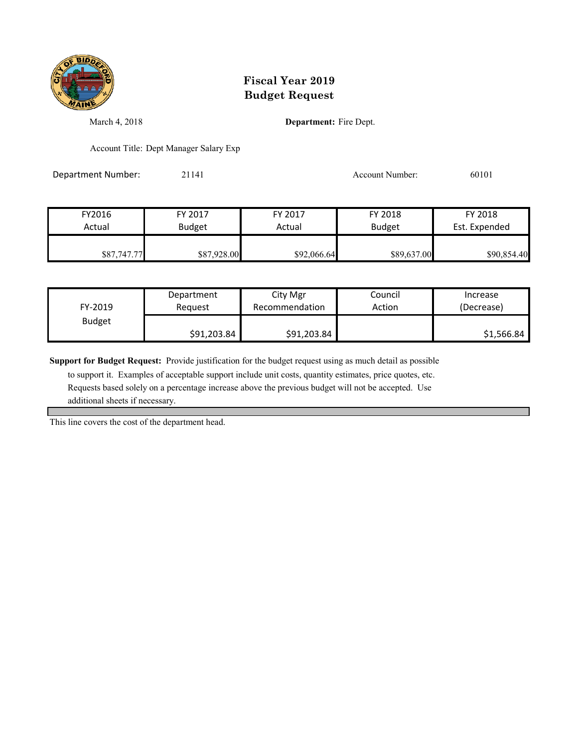# Fiscal Year 2019
# Budget Request

March 4, 2018

**Department:** Fire Dept.

Account Title: Dept Manager Salary Exp

Department Number: 21141

Account Number: 60101

| FY2016 Actual | FY 2017 Budget | FY 2017 Actual | FY 2018 Budget | FY 2018 Est. Expended |
|---|---|---|---|---|
| $87,747.77 | $87,928.00 | $92,066.64 | $89,637.00 | $90,854.40 |

| FY-2019 Budget | Department Request | City Mgr Recommendation | Council Action | Increase (Decrease) |
|---|---|---|---|---|
| | $91,203.84 | $91,203.84 | | $1,566.84 |

**Support for Budget Request:** Provide justification for the budget request using as much detail as possible to support it. Examples of acceptable support include unit costs, quantity estimates, price quotes, etc. Requests based solely on a percentage increase above the previous budget will not be accepted. Use additional sheets if necessary.

This line covers the cost of the department head.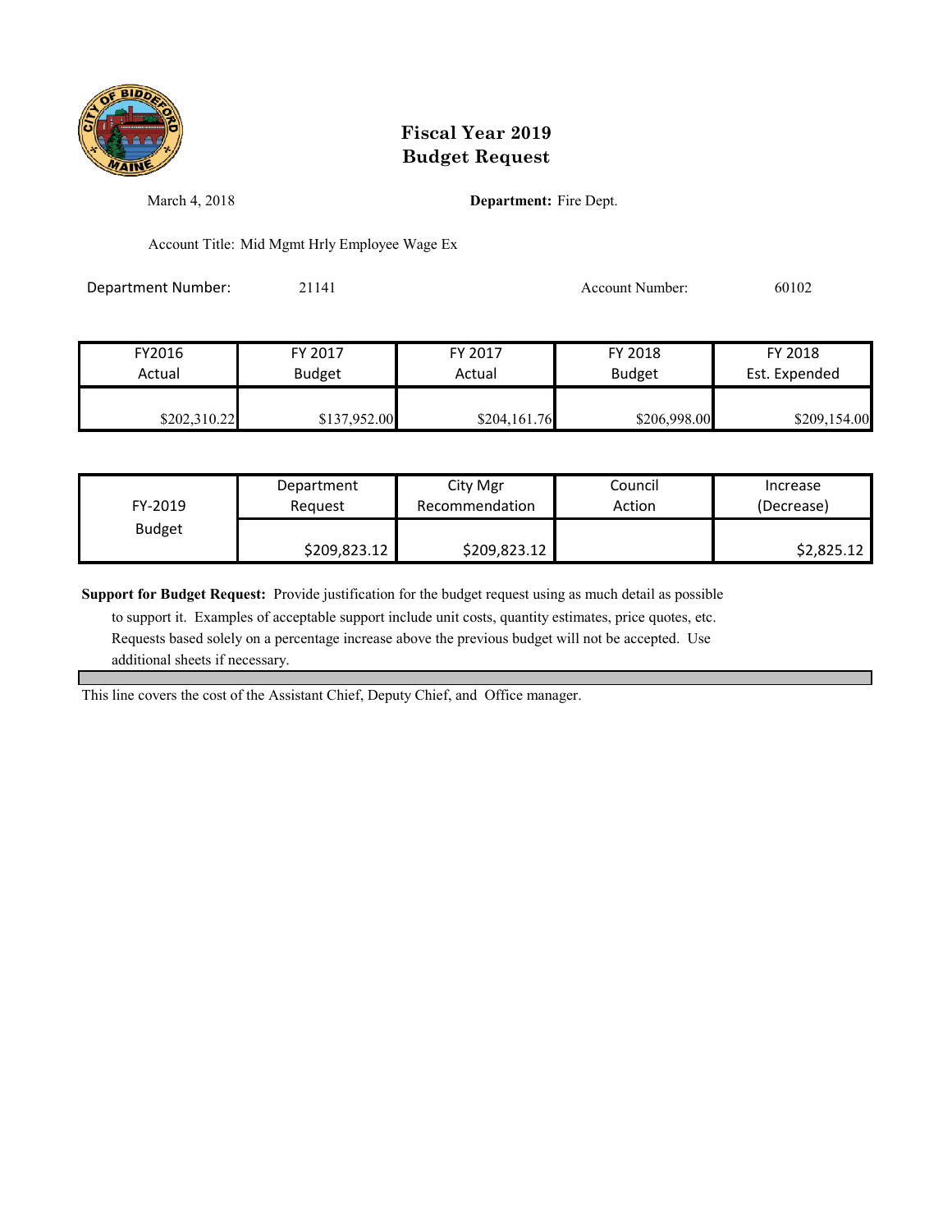# Fiscal Year 2019
# Budget Request

March 4, 2018

**Department:** Fire Dept.

Account Title: Mid Mgmt Hrly Employee Wage Ex

Department Number: 21141

Account Number: 60102

| FY2016 Actual | FY 2017 Budget | FY 2017 Actual | FY 2018 Budget | FY 2018 Est. Expended |
|---|---|---|---|---|
| $202,310.22 | $137,952.00 | $204,161.76 | $206,998.00 | $209,154.00 |

| FY-2019 Budget | Department Request | City Mgr Recommendation | Council Action | Increase (Decrease) |
|---|---|---|---|---|
| | $209,823.12 | $209,823.12 | | $2,825.12 |

**Support for Budget Request:** Provide justification for the budget request using as much detail as possible to support it. Examples of acceptable support include unit costs, quantity estimates, price quotes, etc. Requests based solely on a percentage increase above the previous budget will not be accepted. Use additional sheets if necessary.

This line covers the cost of the Assistant Chief, Deputy Chief, and Office manager.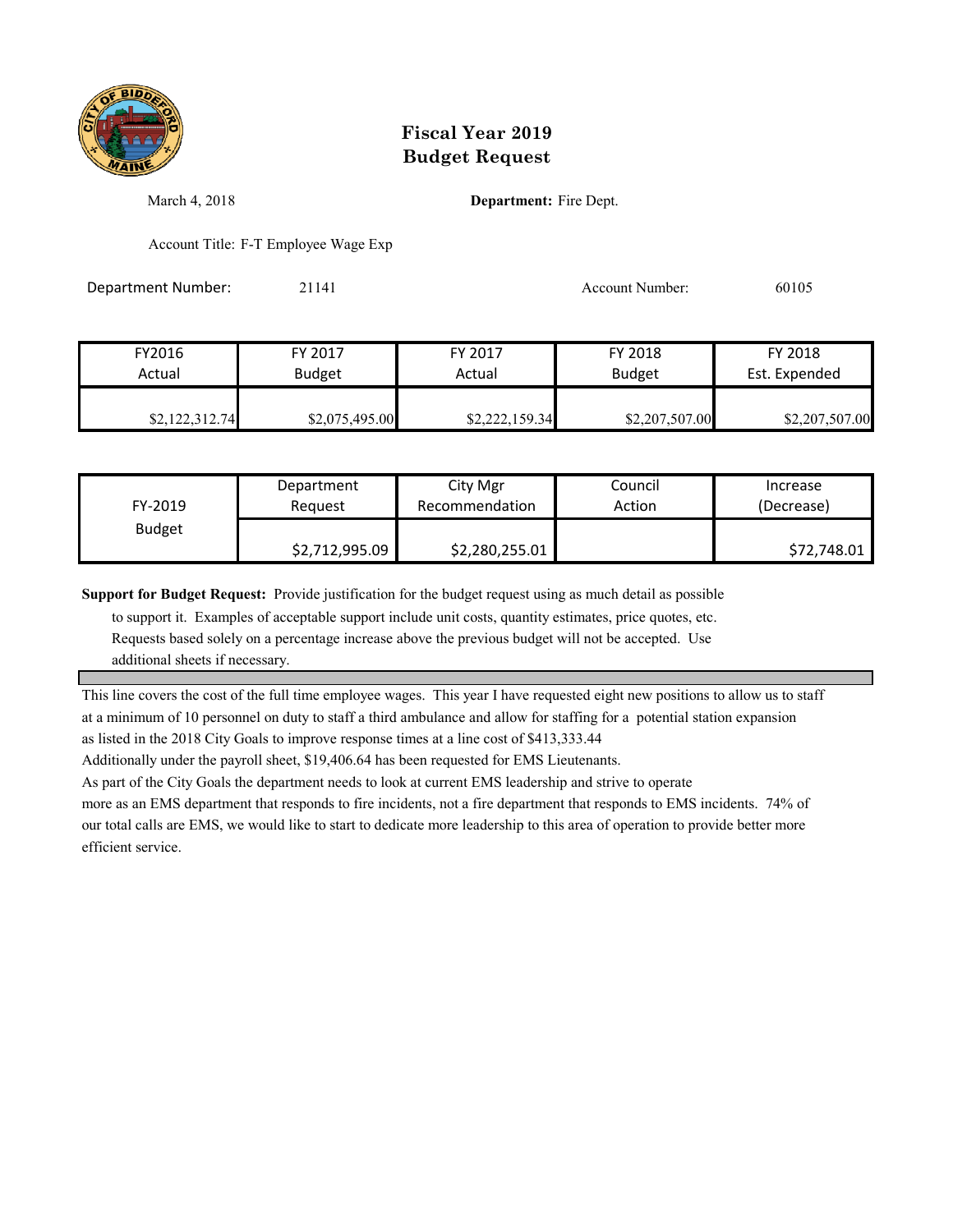# Fiscal Year 2019
# Budget Request

March 4, 2018

**Department:** Fire Dept.

Account Title: F-T Employee Wage Exp

Department Number: 21141

Account Number: 60105

| FY2016 Actual | FY 2017 Budget | FY 2017 Actual | FY 2018 Budget | FY 2018 Est. Expended |
|---|---|---|---|---|
| $2,122,312.74 | $2,075,495.00 | $2,222,159.34 | $2,207,507.00 | $2,207,507.00 |

| FY-2019 Budget | Department Request | City Mgr Recommendation | Council Action | Increase (Decrease) |
|---|---|---|---|---|
| | $2,712,995.09 | $2,280,255.01 | | $72,748.01 |

**Support for Budget Request:** Provide justification for the budget request using as much detail as possible to support it. Examples of acceptable support include unit costs, quantity estimates, price quotes, etc. Requests based solely on a percentage increase above the previous budget will not be accepted. Use additional sheets if necessary.

This line covers the cost of the full time employee wages. This year I have requested eight new positions to allow us to staff at a minimum of 10 personnel on duty to staff a third ambulance and allow for staffing for a potential station expansion as listed in the 2018 City Goals to improve response times at a line cost of $413,333.44

Additionally under the payroll sheet, $19,406.64 has been requested for EMS Lieutenants.

As part of the City Goals the department needs to look at current EMS leadership and strive to operate more as an EMS department that responds to fire incidents, not a fire department that responds to EMS incidents. 74% of our total calls are EMS, we would like to start to dedicate more leadership to this area of operation to provide better more efficient service.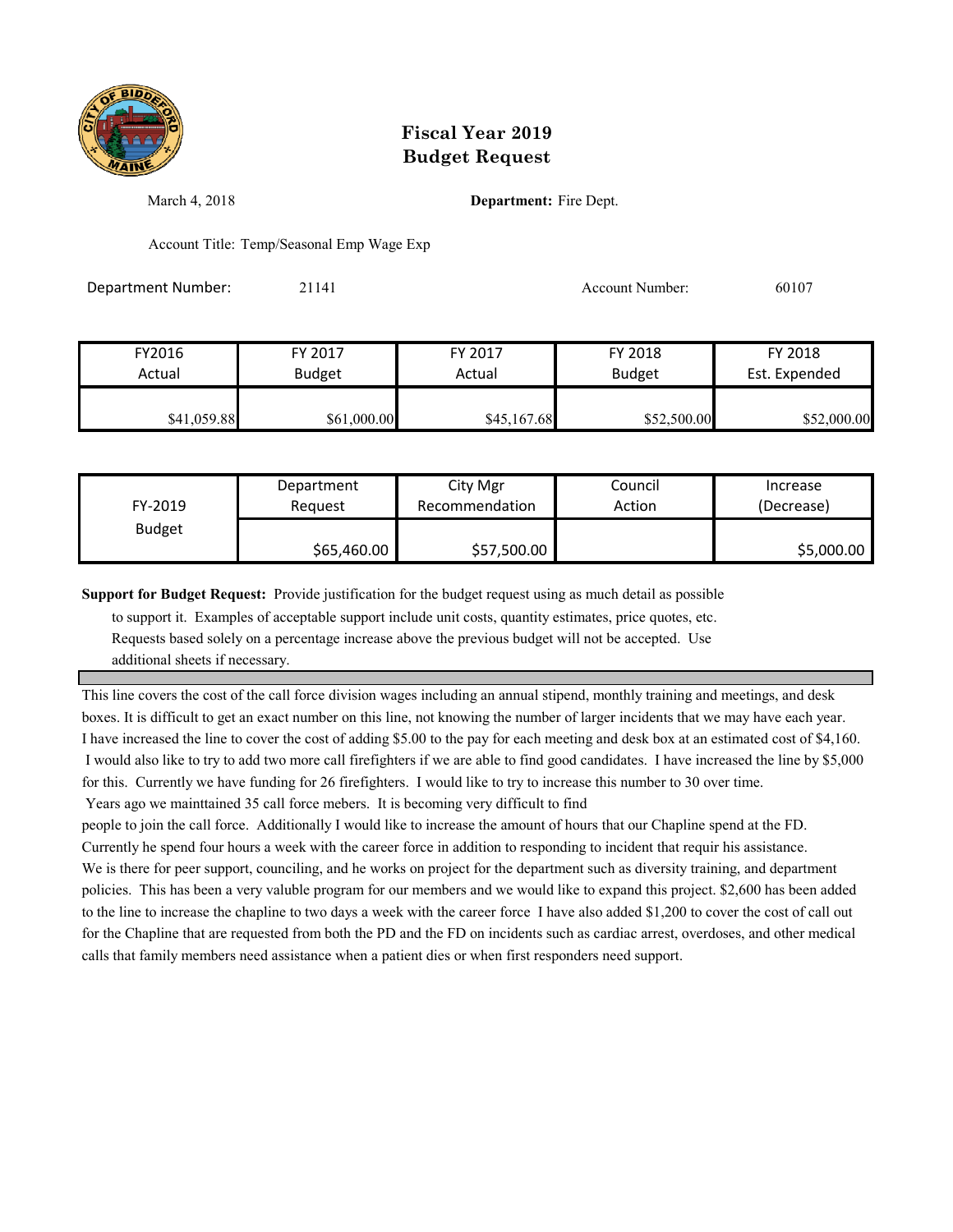# Fiscal Year 2019
# Budget Request

March 4, 2018

**Department:** Fire Dept.

Account Title: Temp/Seasonal Emp Wage Exp

Department Number: 21141

Account Number: 60107

| FY2016 Actual | FY 2017 Budget | FY 2017 Actual | FY 2018 Budget | FY 2018 Est. Expended |
|---|---|---|---|---|
| $41,059.88 | $61,000.00 | $45,167.68 | $52,500.00 | $52,000.00 |

| FY-2019 Budget | Department Request | City Mgr Recommendation | Council Action | Increase (Decrease) |
|---|---|---|---|---|
| | $65,460.00 | $57,500.00 | | $5,000.00 |

**Support for Budget Request:** Provide justification for the budget request using as much detail as possible to support it. Examples of acceptable support include unit costs, quantity estimates, price quotes, etc. Requests based solely on a percentage increase above the previous budget will not be accepted. Use additional sheets if necessary.

This line covers the cost of the call force division wages including an annual stipend, monthly training and meetings, and desk boxes. It is difficult to get an exact number on this line, not knowing the number of larger incidents that we may have each year. I have increased the line to cover the cost of adding $5.00 to the pay for each meeting and desk box at an estimated cost of $4,160. I would also like to try to add two more call firefighters if we are able to find good candidates. I have increased the line by $5,000 for this. Currently we have funding for 26 firefighters. I would like to try to increase this number to 30 over time. Years ago we mainttained 35 call force mebers. It is becoming very difficult to find people to join the call force. Additionally I would like to increase the amount of hours that our Chapline spend at the FD. Currently he spend four hours a week with the career force in addition to responding to incident that requir his assistance. We is there for peer support, counciling, and he works on project for the department such as diversity training, and department policies. This has been a very valuble program for our members and we would like to expand this project. $2,600 has been added to the line to increase the chapline to two days a week with the career force I have also added $1,200 to cover the cost of call out for the Chapline that are requested from both the PD and the FD on incidents such as cardiac arrest, overdoses, and other medical calls that family members need assistance when a patient dies or when first responders need support.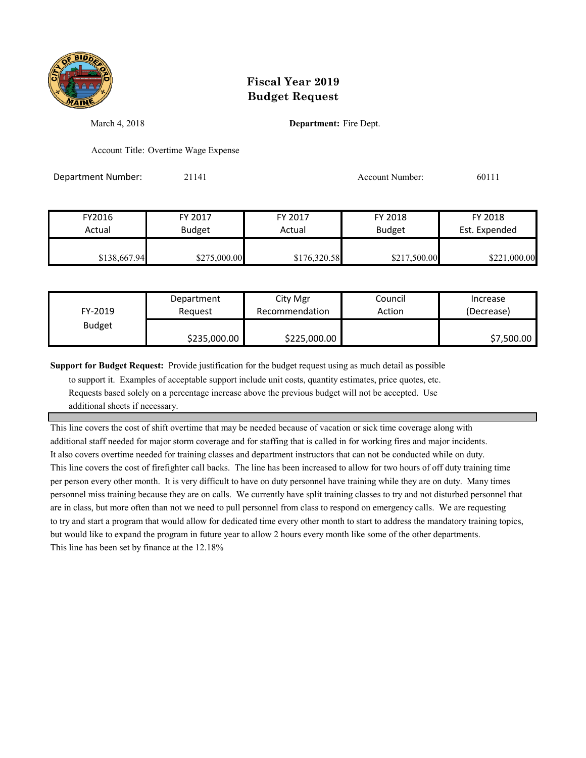# Fiscal Year 2019
# Budget Request

March 4, 2018

**Department:** Fire Dept.

Account Title: Overtime Wage Expense

Department Number: 21141

Account Number: 60111

| FY2016 Actual | FY 2017 Budget | FY 2017 Actual | FY 2018 Budget | FY 2018 Est. Expended |
|---|---|---|---|---|
| $138,667.94 | $275,000.00 | $176,320.58 | $217,500.00 | $221,000.00 |

| FY-2019 Budget | Department Request | City Mgr Recommendation | Council Action | Increase (Decrease) |
|---|---|---|---|---|
| | $235,000.00 | $225,000.00 | | $7,500.00 |

**Support for Budget Request:** Provide justification for the budget request using as much detail as possible to support it. Examples of acceptable support include unit costs, quantity estimates, price quotes, etc. Requests based solely on a percentage increase above the previous budget will not be accepted. Use additional sheets if necessary.

This line covers the cost of shift overtime that may be needed because of vacation or sick time coverage along with additional staff needed for major storm coverage and for staffing that is called in for working fires and major incidents. It also covers overtime needed for training classes and department instructors that can not be conducted while on duty. This line covers the cost of firefighter call backs. The line has been increased to allow for two hours of off duty training time per person every other month. It is very difficult to have on duty personnel have training while they are on duty. Many times personnel miss training because they are on calls. We currently have split training classes to try and not disturbed personnel that are in class, but more often than not we need to pull personnel from class to respond on emergency calls. We are requesting to try and start a program that would allow for dedicated time every other month to start to address the mandatory training topics, but would like to expand the program in future year to allow 2 hours every month like some of the other departments.
This line has been set by finance at the 12.18%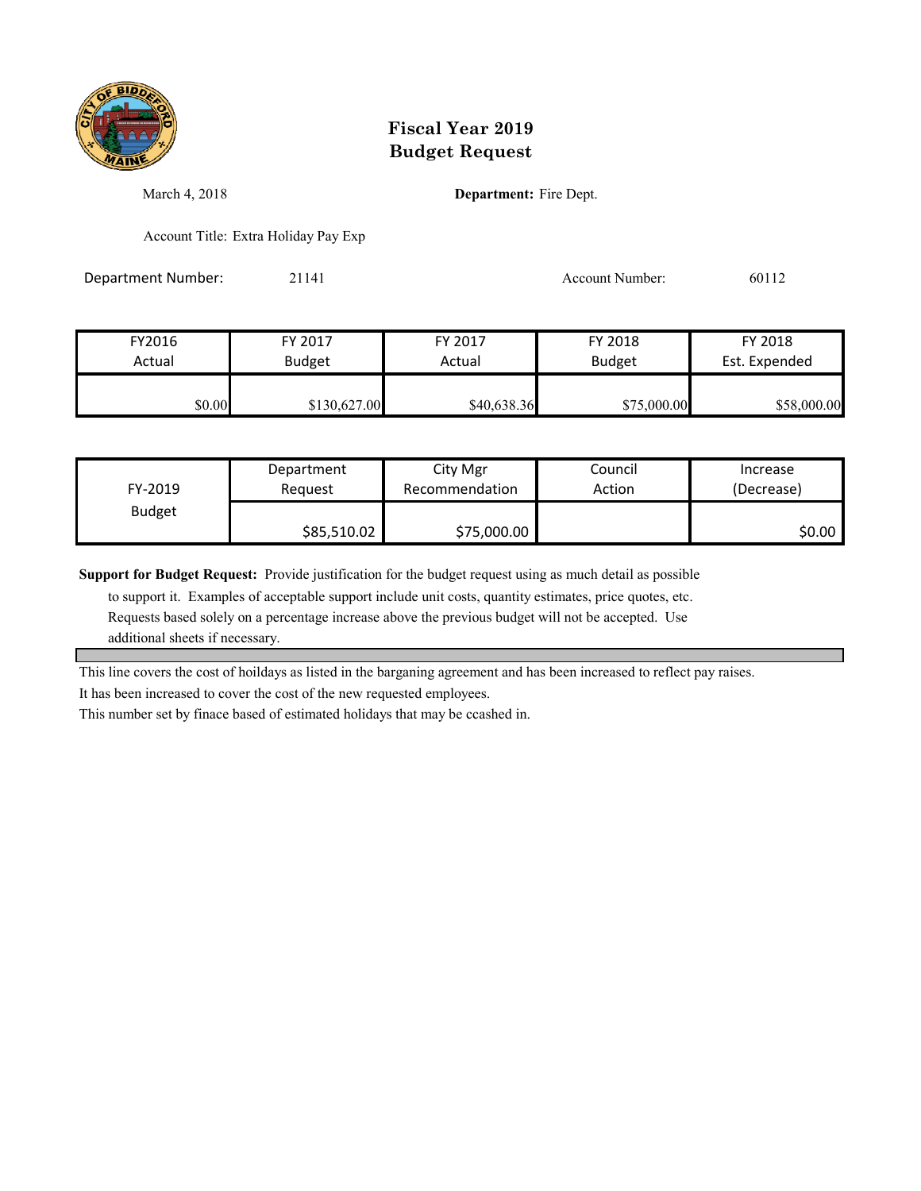# Fiscal Year 2019
# Budget Request

March 4, 2018

**Department:** Fire Dept.

Account Title: Extra Holiday Pay Exp

Department Number: 21141

Account Number: 60112

| FY2016 Actual | FY 2017 Budget | FY 2017 Actual | FY 2018 Budget | FY 2018 Est. Expended |
|---|---|---|---|---|
| $0.00 | $130,627.00 | $40,638.36 | $75,000.00 | $58,000.00 |

| FY-2019 Budget | Department Request | City Mgr Recommendation | Council Action | Increase (Decrease) |
|---|---|---|---|---|
| | $85,510.02 | $75,000.00 | | $0.00 |

**Support for Budget Request:** Provide justification for the budget request using as much detail as possible to support it. Examples of acceptable support include unit costs, quantity estimates, price quotes, etc. Requests based solely on a percentage increase above the previous budget will not be accepted. Use additional sheets if necessary.

This line covers the cost of hoildays as listed in the barganing agreement and has been increased to reflect pay raises.
It has been increased to cover the cost of the new requested employees.
This number set by finace based of estimated holidays that may be ccashed in.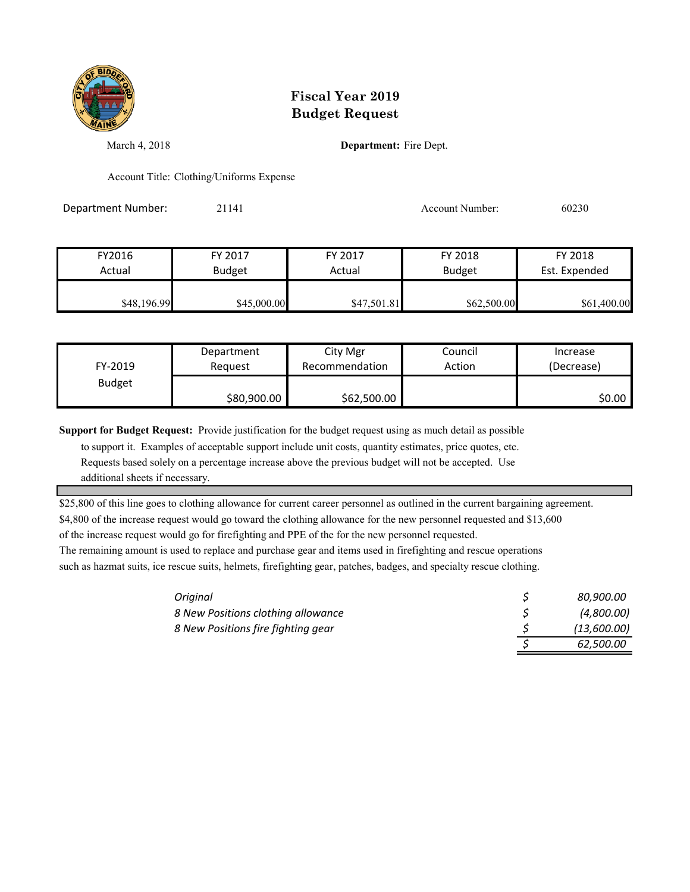# Fiscal Year 2019
# Budget Request

March 4, 2018

**Department:** Fire Dept.

Account Title: Clothing/Uniforms Expense

Department Number: 21141

Account Number: 60230

| FY2016 Actual | FY 2017 Budget | FY 2017 Actual | FY 2018 Budget | FY 2018 Est. Expended |
|---|---|---|---|---|
| $48,196.99 | $45,000.00 | $47,501.81 | $62,500.00 | $61,400.00 |

| FY-2019 Budget | Department Request | City Mgr Recommendation | Council Action | Increase (Decrease) |
|---|---|---|---|---|
| | $80,900.00 | $62,500.00 | | $0.00 |

**Support for Budget Request:** Provide justification for the budget request using as much detail as possible to support it. Examples of acceptable support include unit costs, quantity estimates, price quotes, etc. Requests based solely on a percentage increase above the previous budget will not be accepted. Use additional sheets if necessary.

$25,800 of this line goes to clothing allowance for current career personnel as outlined in the current bargaining agreement. $4,800 of the increase request would go toward the clothing allowance for the new personnel requested and $13,600 of the increase request would go for firefighting and PPE of the for the new personnel requested.
The remaining amount is used to replace and purchase gear and items used in firefighting and rescue operations such as hazmat suits, ice rescue suits, helmets, firefighting gear, patches, badges, and specialty rescue clothing.

| | | |
|---|---|---|
| *Original* | $ | *80,900.00* |
| *8 New Positions clothing allowance* | $ | *(4,800.00)* |
| *8 New Positions fire fighting gear* | $ | *(13,600.00)* |
| | $ | *62,500.00* |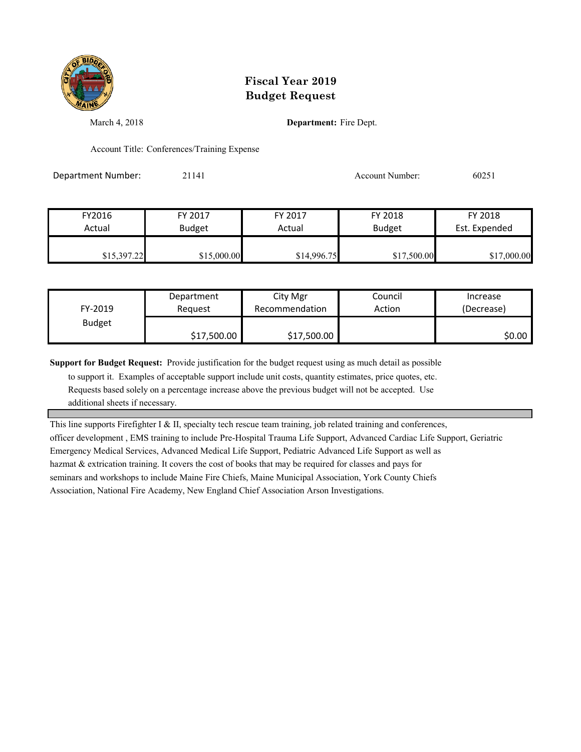# Fiscal Year 2019 Budget Request

March 4, 2018

**Department:** Fire Dept.

Account Title: Conferences/Training Expense

Department Number: 21141

Account Number: 60251

| FY2016 Actual | FY 2017 Budget | FY 2017 Actual | FY 2018 Budget | FY 2018 Est. Expended |
|---|---|---|---|---|
| $15,397.22 | $15,000.00 | $14,996.75 | $17,500.00 | $17,000.00 |

| FY-2019 Budget | Department Request | City Mgr Recommendation | Council Action | Increase (Decrease) |
|---|---|---|---|---|
| | $17,500.00 | $17,500.00 | | $0.00 |

**Support for Budget Request:** Provide justification for the budget request using as much detail as possible to support it. Examples of acceptable support include unit costs, quantity estimates, price quotes, etc. Requests based solely on a percentage increase above the previous budget will not be accepted. Use additional sheets if necessary.

This line supports Firefighter I & II, specialty tech rescue team training, job related training and conferences, officer development , EMS training to include Pre-Hospital Trauma Life Support, Advanced Cardiac Life Support, Geriatric Emergency Medical Services, Advanced Medical Life Support, Pediatric Advanced Life Support as well as hazmat & extrication training. It covers the cost of books that may be required for classes and pays for seminars and workshops to include Maine Fire Chiefs, Maine Municipal Association, York County Chiefs Association, National Fire Academy, New England Chief Association Arson Investigations.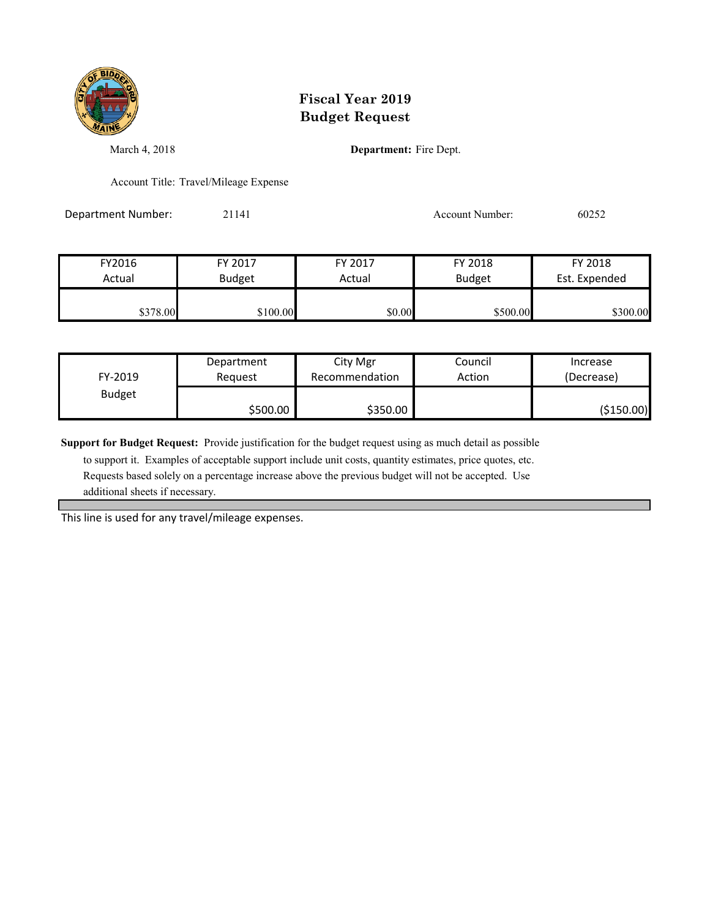# Fiscal Year 2019
# Budget Request

March 4, 2018

**Department:** Fire Dept.

Account Title: Travel/Mileage Expense

Department Number: 21141

Account Number: 60252

| FY2016 Actual | FY 2017 Budget | FY 2017 Actual | FY 2018 Budget | FY 2018 Est. Expended |
|---|---|---|---|---|
| $378.00 | $100.00 | $0.00 | $500.00 | $300.00 |

| FY-2019 Budget | Department Request | City Mgr Recommendation | Council Action | Increase (Decrease) |
|---|---|---|---|---|
| | $500.00 | $350.00 | | ($150.00) |

**Support for Budget Request:** Provide justification for the budget request using as much detail as possible to support it. Examples of acceptable support include unit costs, quantity estimates, price quotes, etc. Requests based solely on a percentage increase above the previous budget will not be accepted. Use additional sheets if necessary.

This line is used for any travel/mileage expenses.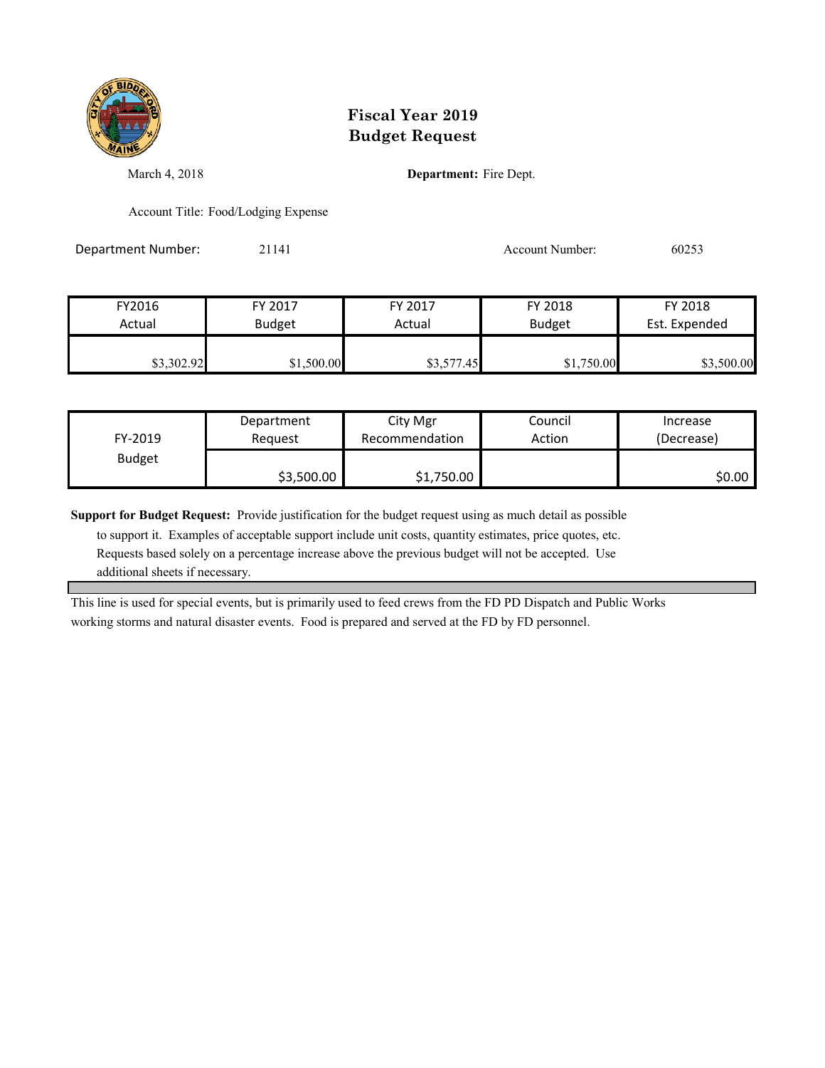# Fiscal Year 2019
# Budget Request

March 4, 2018

**Department:** Fire Dept.

Account Title: Food/Lodging Expense

Department Number: 21141

Account Number: 60253

| FY2016 Actual | FY 2017 Budget | FY 2017 Actual | FY 2018 Budget | FY 2018 Est. Expended |
|---|---|---|---|---|
| $3,302.92 | $1,500.00 | $3,577.45 | $1,750.00 | $3,500.00 |

| FY-2019 Budget | Department Request | City Mgr Recommendation | Council Action | Increase (Decrease) |
|---|---|---|---|---|
| | $3,500.00 | $1,750.00 | | $0.00 |

**Support for Budget Request:** Provide justification for the budget request using as much detail as possible to support it. Examples of acceptable support include unit costs, quantity estimates, price quotes, etc. Requests based solely on a percentage increase above the previous budget will not be accepted. Use additional sheets if necessary.

This line is used for special events, but is primarily used to feed crews from the FD PD Dispatch and Public Works working storms and natural disaster events. Food is prepared and served at the FD by FD personnel.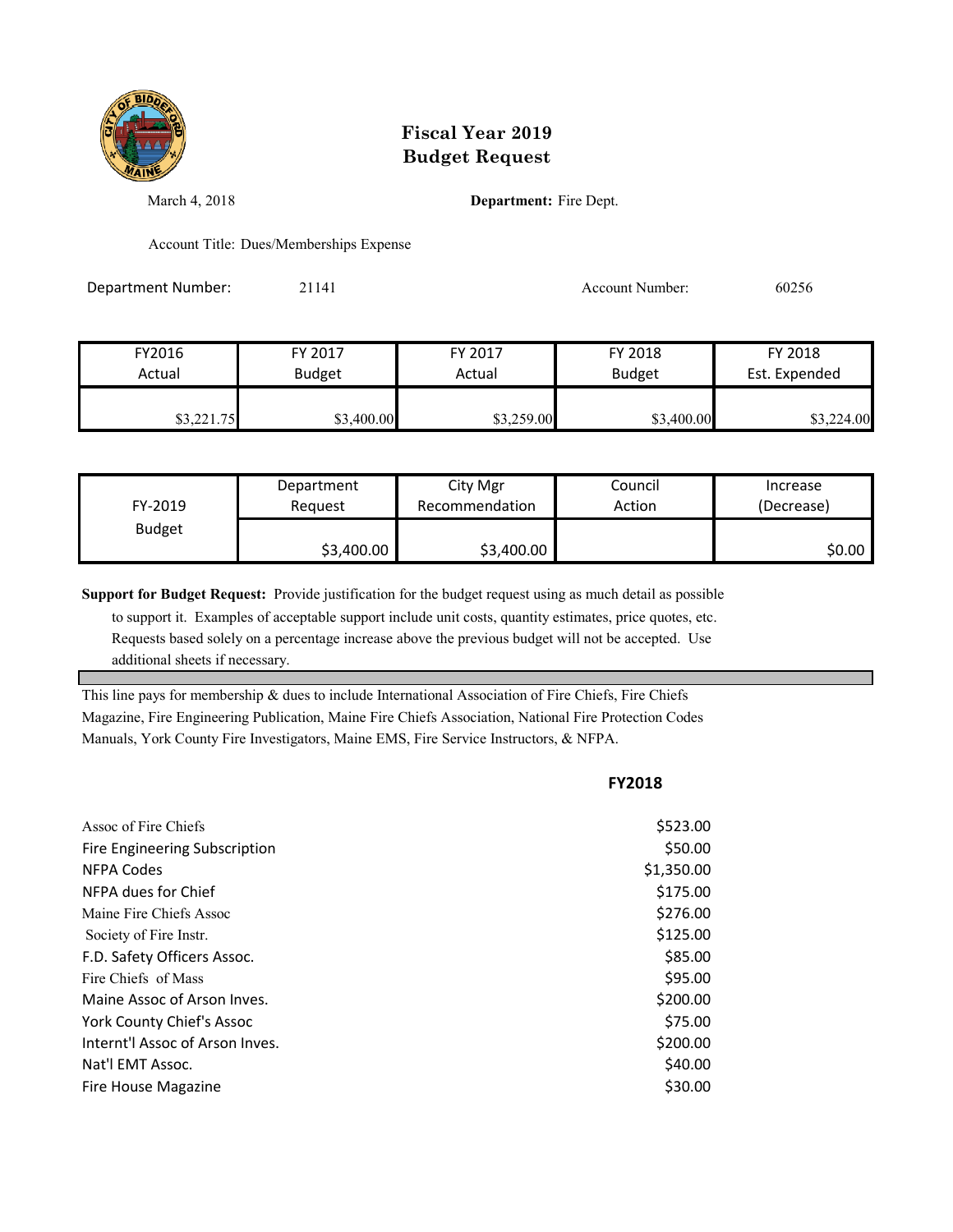# Fiscal Year 2019
# Budget Request

March 4, 2018 **Department:** Fire Dept.

Account Title: Dues/Memberships Expense

Department Number: 21141 Account Number: 60256

| FY2016 Actual | FY 2017 Budget | FY 2017 Actual | FY 2018 Budget | FY 2018 Est. Expended |
|---|---|---|---|---|
| $3,221.75 | $3,400.00 | $3,259.00 | $3,400.00 | $3,224.00 |

| FY-2019 Budget | Department Request | City Mgr Recommendation | Council Action | Increase (Decrease) |
|---|---|---|---|---|
| | $3,400.00 | $3,400.00 | | $0.00 |

**Support for Budget Request:** Provide justification for the budget request using as much detail as possible to support it. Examples of acceptable support include unit costs, quantity estimates, price quotes, etc. Requests based solely on a percentage increase above the previous budget will not be accepted. Use additional sheets if necessary.

This line pays for membership & dues to include International Association of Fire Chiefs, Fire Chiefs Magazine, Fire Engineering Publication, Maine Fire Chiefs Association, National Fire Protection Codes Manuals, York County Fire Investigators, Maine EMS, Fire Service Instructors, & NFPA.

| | **FY2018** |
|---|---|
| Assoc of Fire Chiefs | $523.00 |
| Fire Engineering Subscription | $50.00 |
| NFPA Codes | $1,350.00 |
| NFPA dues for Chief | $175.00 |
| Maine Fire Chiefs Assoc | $276.00 |
| Society of Fire Instr. | $125.00 |
| F.D. Safety Officers Assoc. | $85.00 |
| Fire Chiefs of Mass | $95.00 |
| Maine Assoc of Arson Inves. | $200.00 |
| York County Chief's Assoc | $75.00 |
| Internt'l Assoc of Arson Inves. | $200.00 |
| Nat'l EMT Assoc. | $40.00 |
| Fire House Magazine | $30.00 |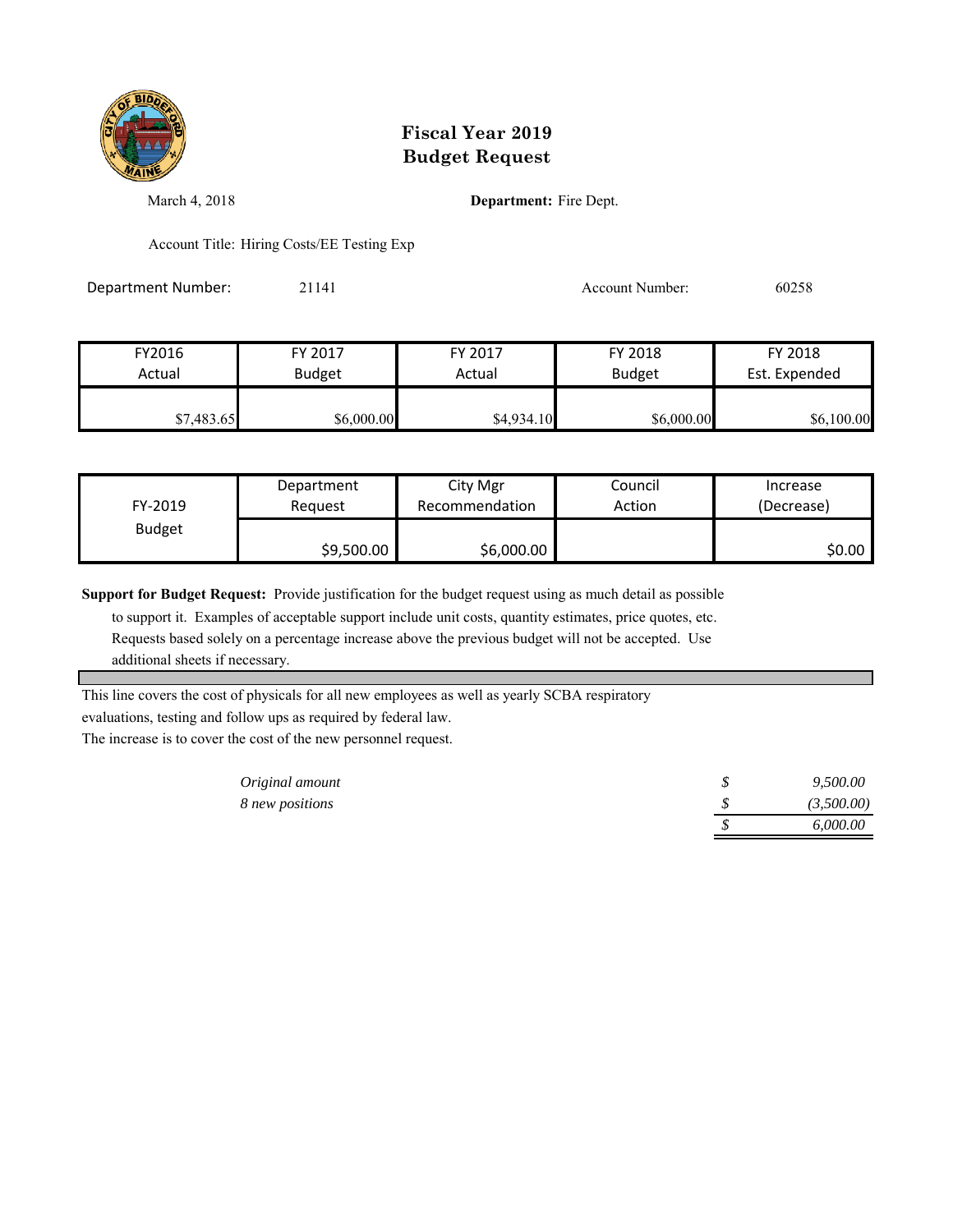# Fiscal Year 2019
# Budget Request

March 4, 2018

**Department:** Fire Dept.

Account Title: Hiring Costs/EE Testing Exp

Department Number: 21141

Account Number: 60258

| FY2016 Actual | FY 2017 Budget | FY 2017 Actual | FY 2018 Budget | FY 2018 Est. Expended |
|---|---|---|---|---|
| $7,483.65 | $6,000.00 | $4,934.10 | $6,000.00 | $6,100.00 |

| FY-2019 Budget | Department Request | City Mgr Recommendation | Council Action | Increase (Decrease) |
|---|---|---|---|---|
| | $9,500.00 | $6,000.00 | | $0.00 |

**Support for Budget Request:** Provide justification for the budget request using as much detail as possible to support it. Examples of acceptable support include unit costs, quantity estimates, price quotes, etc. Requests based solely on a percentage increase above the previous budget will not be accepted. Use additional sheets if necessary.

This line covers the cost of physicals for all new employees as well as yearly SCBA respiratory evaluations, testing and follow ups as required by federal law.
The increase is to cover the cost of the new personnel request.

| | | |
|---|---|---|
| *Original amount* | $ | *9,500.00* |
| *8 new positions* | $ | *(3,500.00)* |
| | $ | *6,000.00* |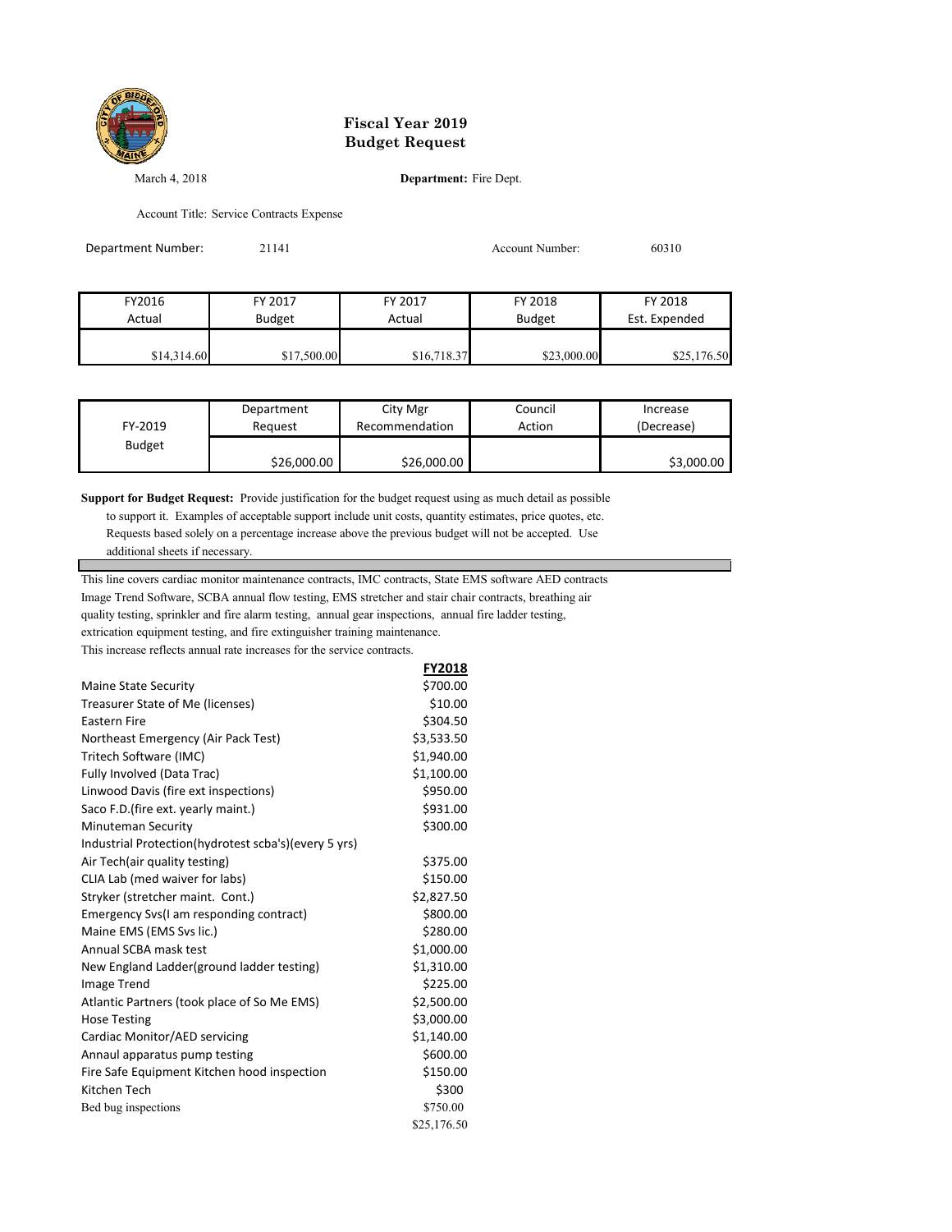# Fiscal Year 2019
# Budget Request

March 4, 2018

**Department:** Fire Dept.

Account Title: Service Contracts Expense

Department Number: 21141

Account Number: 60310

| FY2016 Actual | FY 2017 Budget | FY 2017 Actual | FY 2018 Budget | FY 2018 Est. Expended |
|---|---|---|---|---|
| $14,314.60 | $17,500.00 | $16,718.37 | $23,000.00 | $25,176.50 |

| FY-2019 Budget | Department Request | City Mgr Recommendation | Council Action | Increase (Decrease) |
|---|---|---|---|---|
| | $26,000.00 | $26,000.00 | | $3,000.00 |

**Support for Budget Request:** Provide justification for the budget request using as much detail as possible to support it. Examples of acceptable support include unit costs, quantity estimates, price quotes, etc. Requests based solely on a percentage increase above the previous budget will not be accepted. Use additional sheets if necessary.

This line covers cardiac monitor maintenance contracts, IMC contracts, State EMS software AED contracts Image Trend Software, SCBA annual flow testing, EMS stretcher and stair chair contracts, breathing air quality testing, sprinkler and fire alarm testing, annual gear inspections, annual fire ladder testing, extrication equipment testing, and fire extinguisher training maintenance.
This increase reflects annual rate increases for the service contracts.

| | FY2018 |
|---|---|
| Maine State Security | $700.00 |
| Treasurer State of Me (licenses) | $10.00 |
| Eastern Fire | $304.50 |
| Northeast Emergency (Air Pack Test) | $3,533.50 |
| Tritech Software (IMC) | $1,940.00 |
| Fully Involved (Data Trac) | $1,100.00 |
| Linwood Davis (fire ext inspections) | $950.00 |
| Saco F.D.(fire ext. yearly maint.) | $931.00 |
| Minuteman Security | $300.00 |
| Industrial Protection(hydrotest scba's)(every 5 yrs) | |
| Air Tech(air quality testing) | $375.00 |
| CLIA Lab (med waiver for labs) | $150.00 |
| Stryker (stretcher maint. Cont.) | $2,827.50 |
| Emergency Svs(I am responding contract) | $800.00 |
| Maine EMS (EMS Svs lic.) | $280.00 |
| Annual SCBA mask test | $1,000.00 |
| New England Ladder(ground ladder testing) | $1,310.00 |
| Image Trend | $225.00 |
| Atlantic Partners (took place of So Me EMS) | $2,500.00 |
| Hose Testing | $3,000.00 |
| Cardiac Monitor/AED servicing | $1,140.00 |
| Annaul apparatus pump testing | $600.00 |
| Fire Safe Equipment Kitchen hood inspection | $150.00 |
| Kitchen Tech | $300 |
| Bed bug inspections | $750.00 |
| | $25,176.50 |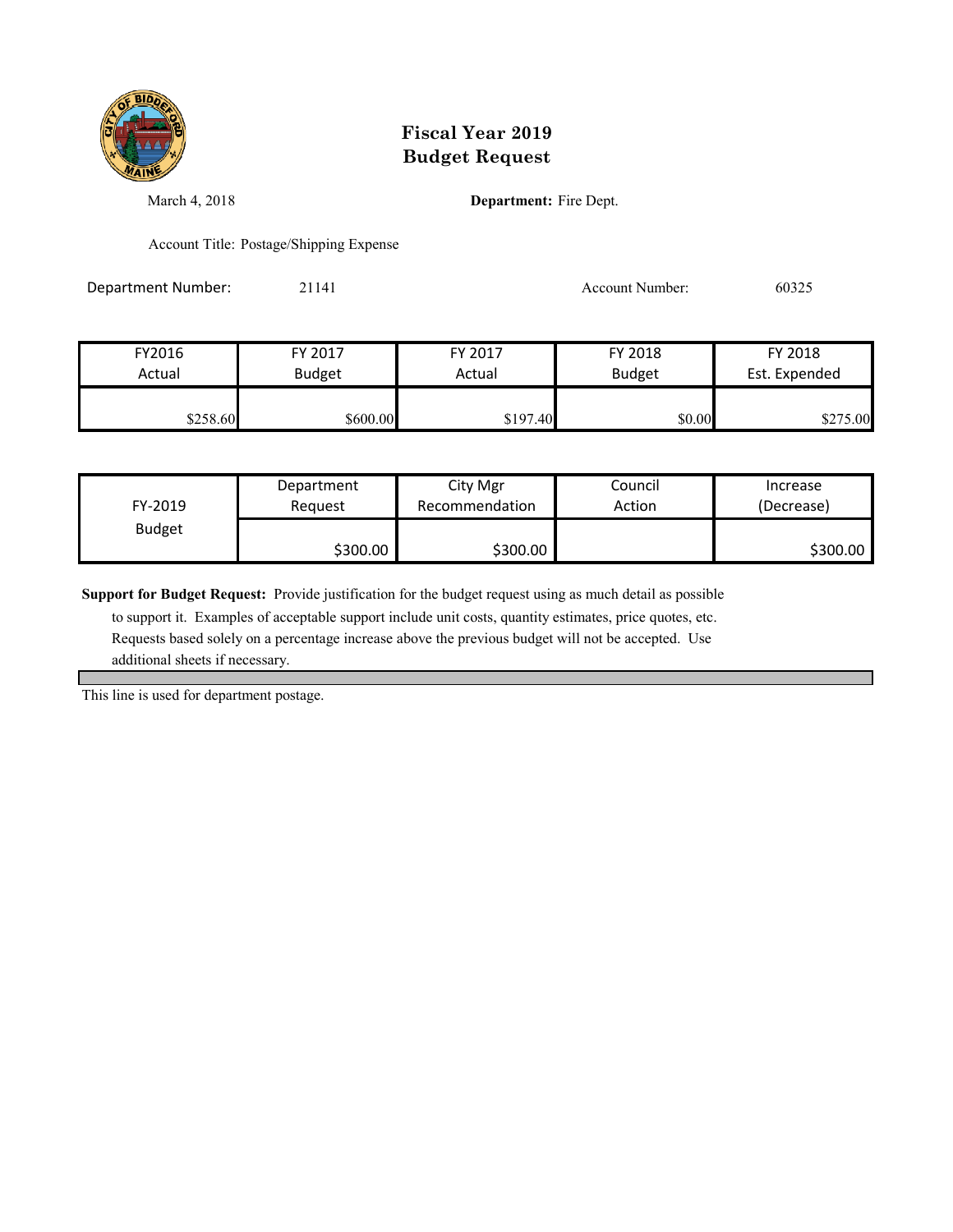# Fiscal Year 2019 Budget Request

March 4, 2018

**Department:** Fire Dept.

Account Title: Postage/Shipping Expense

Department Number: 21141

Account Number: 60325

| FY2016 Actual | FY 2017 Budget | FY 2017 Actual | FY 2018 Budget | FY 2018 Est. Expended |
|---|---|---|---|---|
| $258.60 | $600.00 | $197.40 | $0.00 | $275.00 |

| FY-2019 Budget | Department Request | City Mgr Recommendation | Council Action | Increase (Decrease) |
|---|---|---|---|---|
| | $300.00 | $300.00 | | $300.00 |

**Support for Budget Request:** Provide justification for the budget request using as much detail as possible to support it. Examples of acceptable support include unit costs, quantity estimates, price quotes, etc. Requests based solely on a percentage increase above the previous budget will not be accepted. Use additional sheets if necessary.

This line is used for department postage.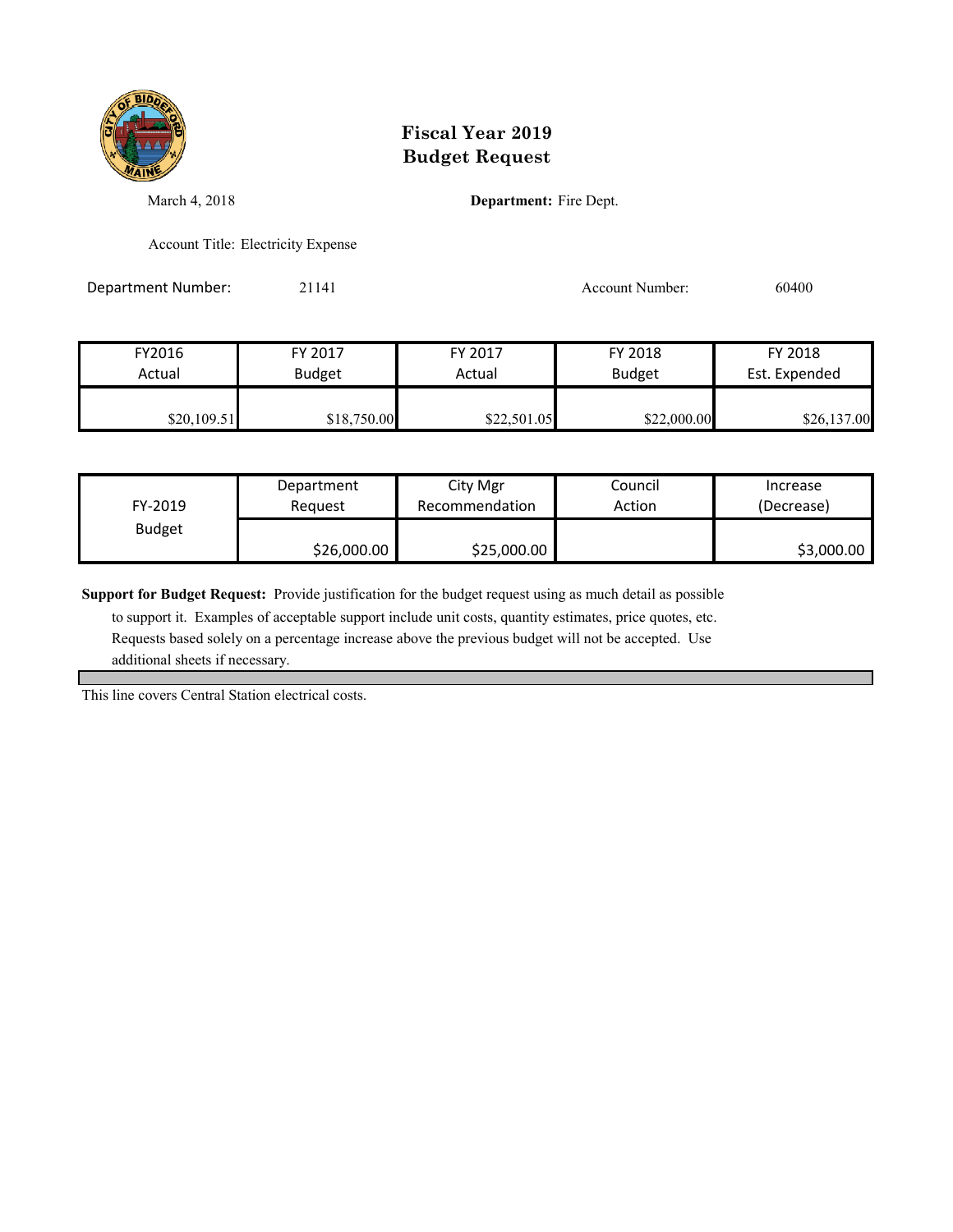# Fiscal Year 2019 Budget Request

March 4, 2018

**Department:** Fire Dept.

Account Title: Electricity Expense

Department Number: 21141

Account Number: 60400

| FY2016 Actual | FY 2017 Budget | FY 2017 Actual | FY 2018 Budget | FY 2018 Est. Expended |
|---|---|---|---|---|
| $20,109.51 | $18,750.00 | $22,501.05 | $22,000.00 | $26,137.00 |

| FY-2019 Budget | Department Request | City Mgr Recommendation | Council Action | Increase (Decrease) |
|---|---|---|---|---|
| | $26,000.00 | $25,000.00 | | $3,000.00 |

**Support for Budget Request:** Provide justification for the budget request using as much detail as possible to support it. Examples of acceptable support include unit costs, quantity estimates, price quotes, etc. Requests based solely on a percentage increase above the previous budget will not be accepted. Use additional sheets if necessary.

This line covers Central Station electrical costs.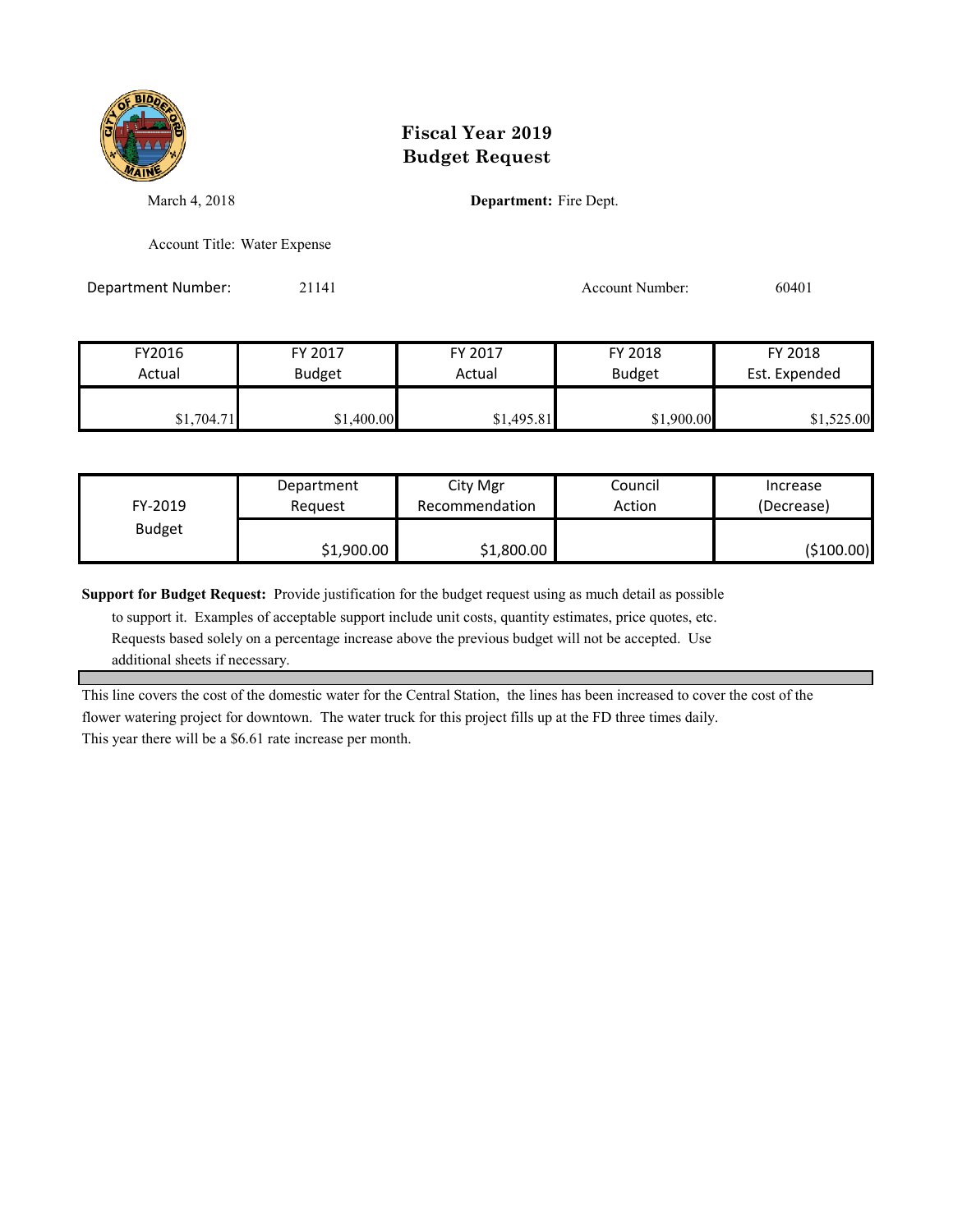# Fiscal Year 2019
# Budget Request

March 4, 2018

**Department:** Fire Dept.

Account Title: Water Expense

Department Number: 21141

Account Number: 60401

| FY2016 Actual | FY 2017 Budget | FY 2017 Actual | FY 2018 Budget | FY 2018 Est. Expended |
|---|---|---|---|---|
| $1,704.71 | $1,400.00 | $1,495.81 | $1,900.00 | $1,525.00 |

| FY-2019 Budget | Department Request | City Mgr Recommendation | Council Action | Increase (Decrease) |
|---|---|---|---|---|
| | $1,900.00 | $1,800.00 | | ($100.00) |

**Support for Budget Request:** Provide justification for the budget request using as much detail as possible to support it. Examples of acceptable support include unit costs, quantity estimates, price quotes, etc. Requests based solely on a percentage increase above the previous budget will not be accepted. Use additional sheets if necessary.

This line covers the cost of the domestic water for the Central Station, the lines has been increased to cover the cost of the flower watering project for downtown. The water truck for this project fills up at the FD three times daily.
This year there will be a $6.61 rate increase per month.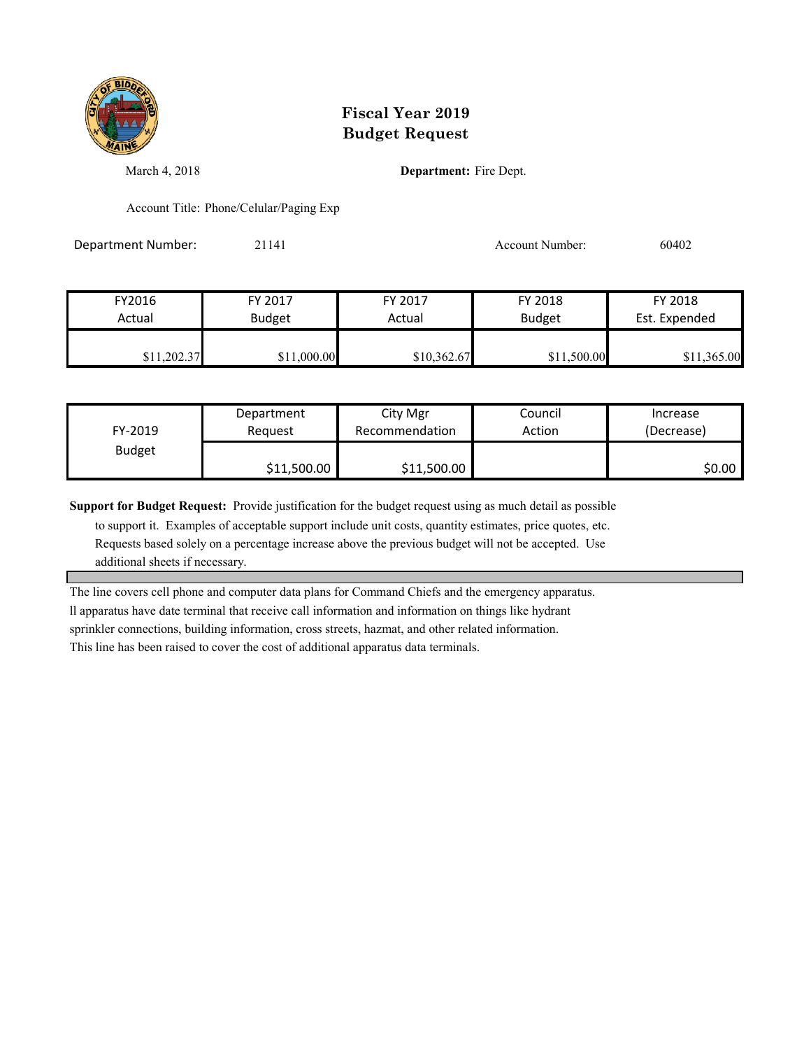# Fiscal Year 2019
# Budget Request

March 4, 2018

**Department:** Fire Dept.

Account Title: Phone/Celular/Paging Exp

Department Number: 21141

Account Number: 60402

| FY2016 Actual | FY 2017 Budget | FY 2017 Actual | FY 2018 Budget | FY 2018 Est. Expended |
|---|---|---|---|---|
| $11,202.37 | $11,000.00 | $10,362.67 | $11,500.00 | $11,365.00 |

| FY-2019 Budget | Department Request | City Mgr Recommendation | Council Action | Increase (Decrease) |
|---|---|---|---|---|
| | $11,500.00 | $11,500.00 | | $0.00 |

**Support for Budget Request:** Provide justification for the budget request using as much detail as possible to support it. Examples of acceptable support include unit costs, quantity estimates, price quotes, etc. Requests based solely on a percentage increase above the previous budget will not be accepted. Use additional sheets if necessary.

The line covers cell phone and computer data plans for Command Chiefs and the emergency apparatus. ll apparatus have date terminal that receive call information and information on things like hydrant sprinkler connections, building information, cross streets, hazmat, and other related information. This line has been raised to cover the cost of additional apparatus data terminals.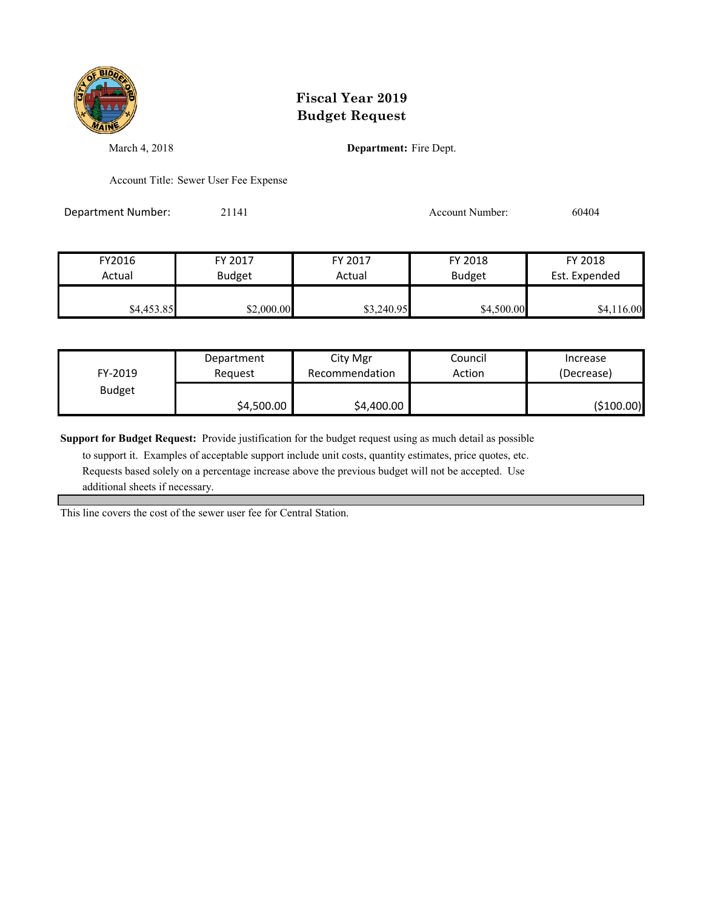# Fiscal Year 2019
# Budget Request

March 4, 2018

**Department:** Fire Dept.

Account Title: Sewer User Fee Expense

Department Number: 21141

Account Number: 60404

| FY2016 Actual | FY 2017 Budget | FY 2017 Actual | FY 2018 Budget | FY 2018 Est. Expended |
|---|---|---|---|---|
| $4,453.85 | $2,000.00 | $3,240.95 | $4,500.00 | $4,116.00 |

| FY-2019 Budget | Department Request | City Mgr Recommendation | Council Action | Increase (Decrease) |
|---|---|---|---|---|
| | $4,500.00 | $4,400.00 | | ($100.00) |

**Support for Budget Request:** Provide justification for the budget request using as much detail as possible to support it. Examples of acceptable support include unit costs, quantity estimates, price quotes, etc. Requests based solely on a percentage increase above the previous budget will not be accepted. Use additional sheets if necessary.

This line covers the cost of the sewer user fee for Central Station.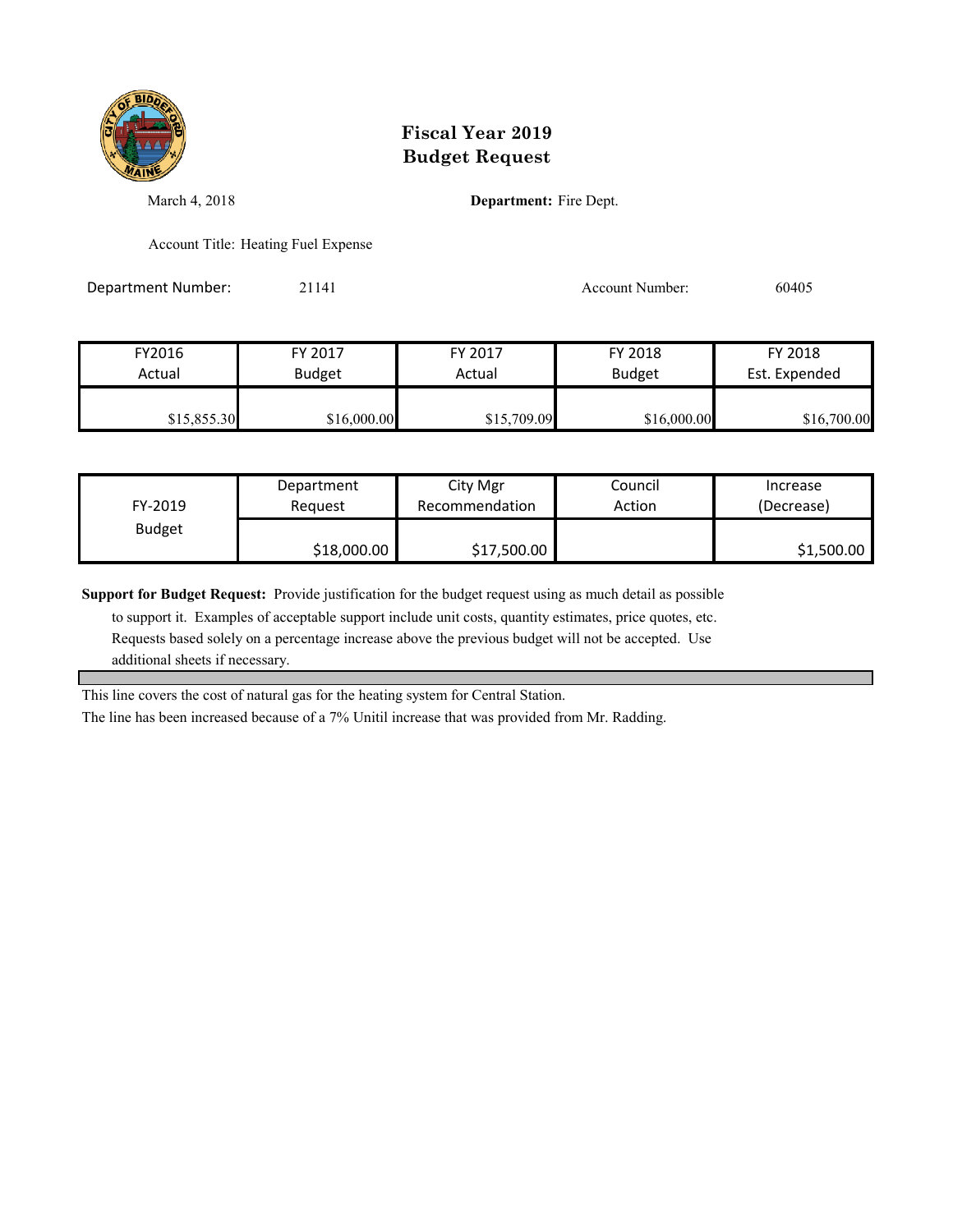# Fiscal Year 2019
# Budget Request

March 4, 2018

**Department:** Fire Dept.

Account Title: Heating Fuel Expense

Department Number: 21141

Account Number: 60405

| FY2016 Actual | FY 2017 Budget | FY 2017 Actual | FY 2018 Budget | FY 2018 Est. Expended |
|---|---|---|---|---|
| $15,855.30 | $16,000.00 | $15,709.09 | $16,000.00 | $16,700.00 |

| FY-2019 Budget | Department Request | City Mgr Recommendation | Council Action | Increase (Decrease) |
|---|---|---|---|---|
| | $18,000.00 | $17,500.00 | | $1,500.00 |

**Support for Budget Request:** Provide justification for the budget request using as much detail as possible to support it. Examples of acceptable support include unit costs, quantity estimates, price quotes, etc. Requests based solely on a percentage increase above the previous budget will not be accepted. Use additional sheets if necessary.

This line covers the cost of natural gas for the heating system for Central Station.

The line has been increased because of a 7% Unitil increase that was provided from Mr. Radding.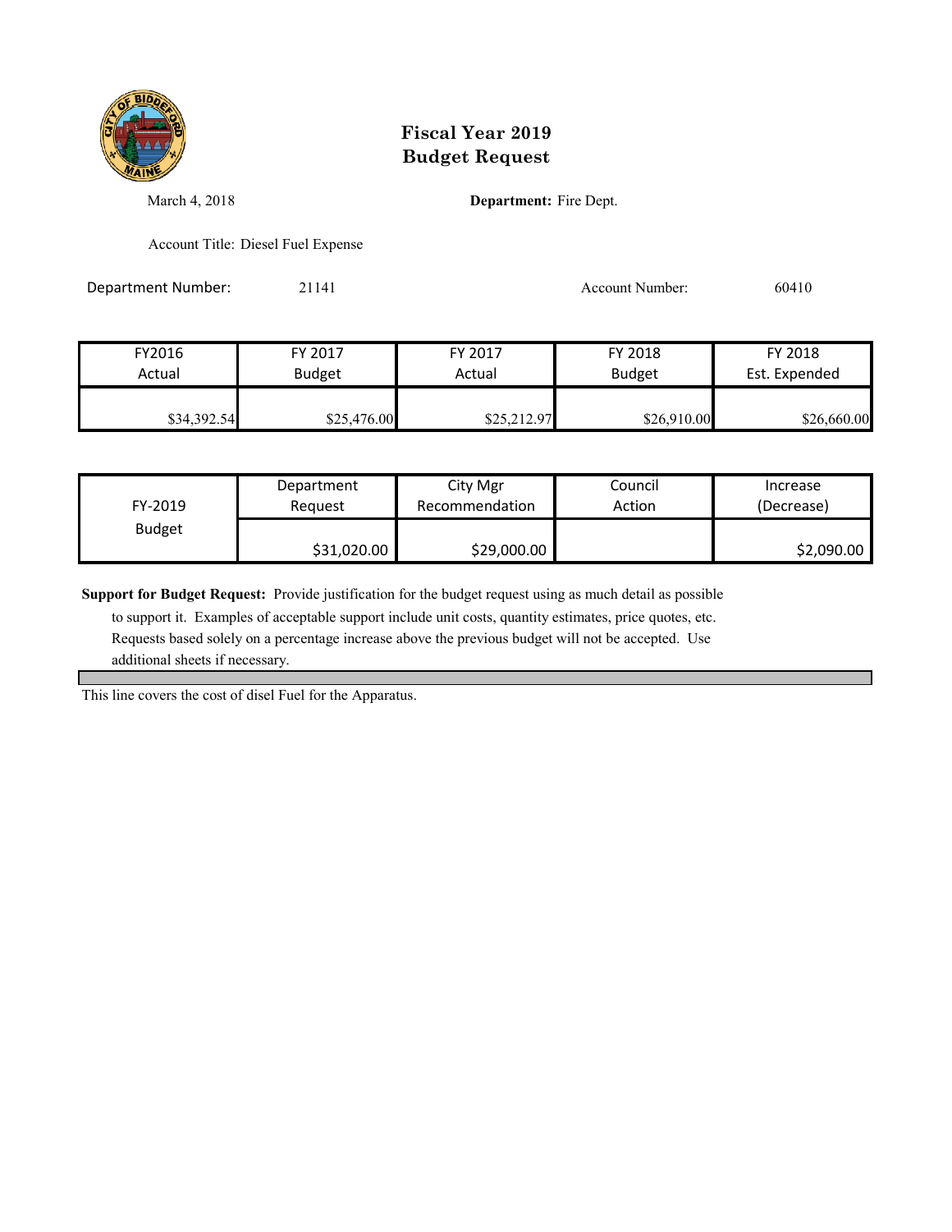# Fiscal Year 2019
# Budget Request

March 4, 2018

**Department:** Fire Dept.

Account Title: Diesel Fuel Expense

Department Number: 21141

Account Number: 60410

| FY2016 Actual | FY 2017 Budget | FY 2017 Actual | FY 2018 Budget | FY 2018 Est. Expended |
|---|---|---|---|---|
| $34,392.54 | $25,476.00 | $25,212.97 | $26,910.00 | $26,660.00 |

| FY-2019 Budget | Department Request | City Mgr Recommendation | Council Action | Increase (Decrease) |
|---|---|---|---|---|
| | $31,020.00 | $29,000.00 | | $2,090.00 |

**Support for Budget Request:** Provide justification for the budget request using as much detail as possible to support it. Examples of acceptable support include unit costs, quantity estimates, price quotes, etc. Requests based solely on a percentage increase above the previous budget will not be accepted. Use additional sheets if necessary.

This line covers the cost of disel Fuel for the Apparatus.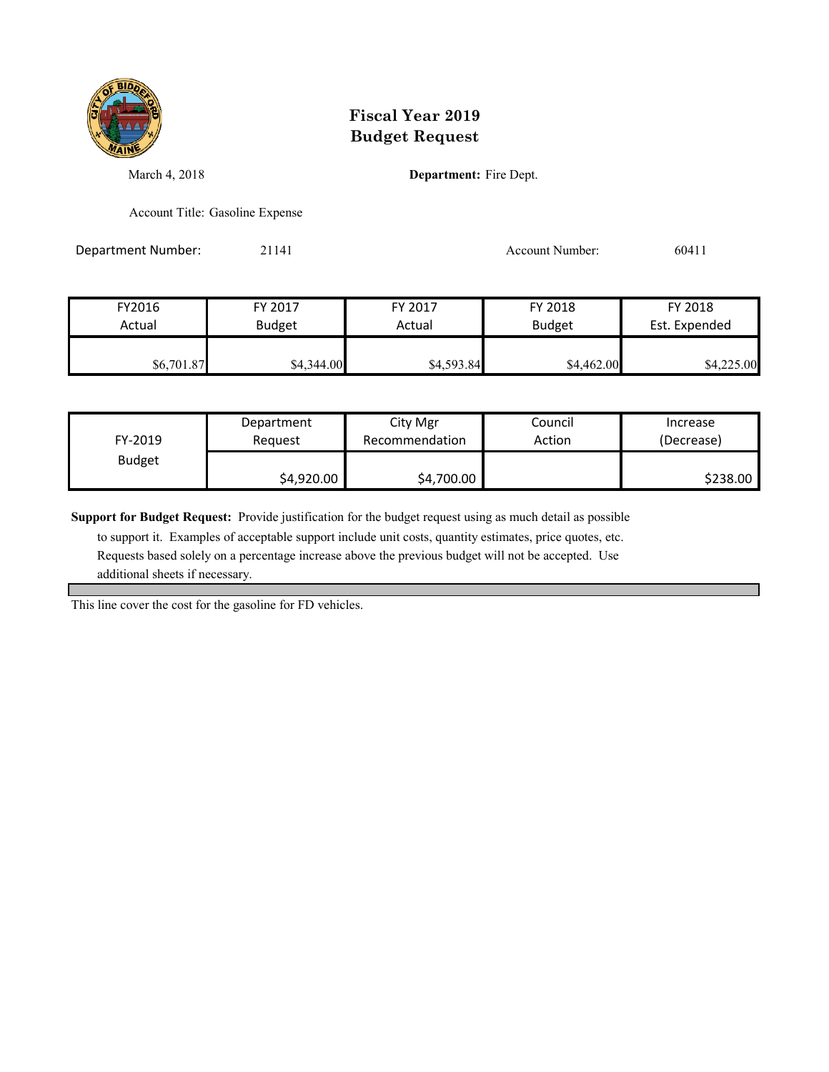# Fiscal Year 2019
# Budget Request

March 4, 2018

**Department:** Fire Dept.

Account Title: Gasoline Expense

Department Number: 21141

Account Number: 60411

| FY2016 Actual | FY 2017 Budget | FY 2017 Actual | FY 2018 Budget | FY 2018 Est. Expended |
|---|---|---|---|---|
| $6,701.87 | $4,344.00 | $4,593.84 | $4,462.00 | $4,225.00 |

| FY-2019 Budget | Department Request | City Mgr Recommendation | Council Action | Increase (Decrease) |
|---|---|---|---|---|
| | $4,920.00 | $4,700.00 | | $238.00 |

**Support for Budget Request:** Provide justification for the budget request using as much detail as possible to support it. Examples of acceptable support include unit costs, quantity estimates, price quotes, etc. Requests based solely on a percentage increase above the previous budget will not be accepted. Use additional sheets if necessary.

This line cover the cost for the gasoline for FD vehicles.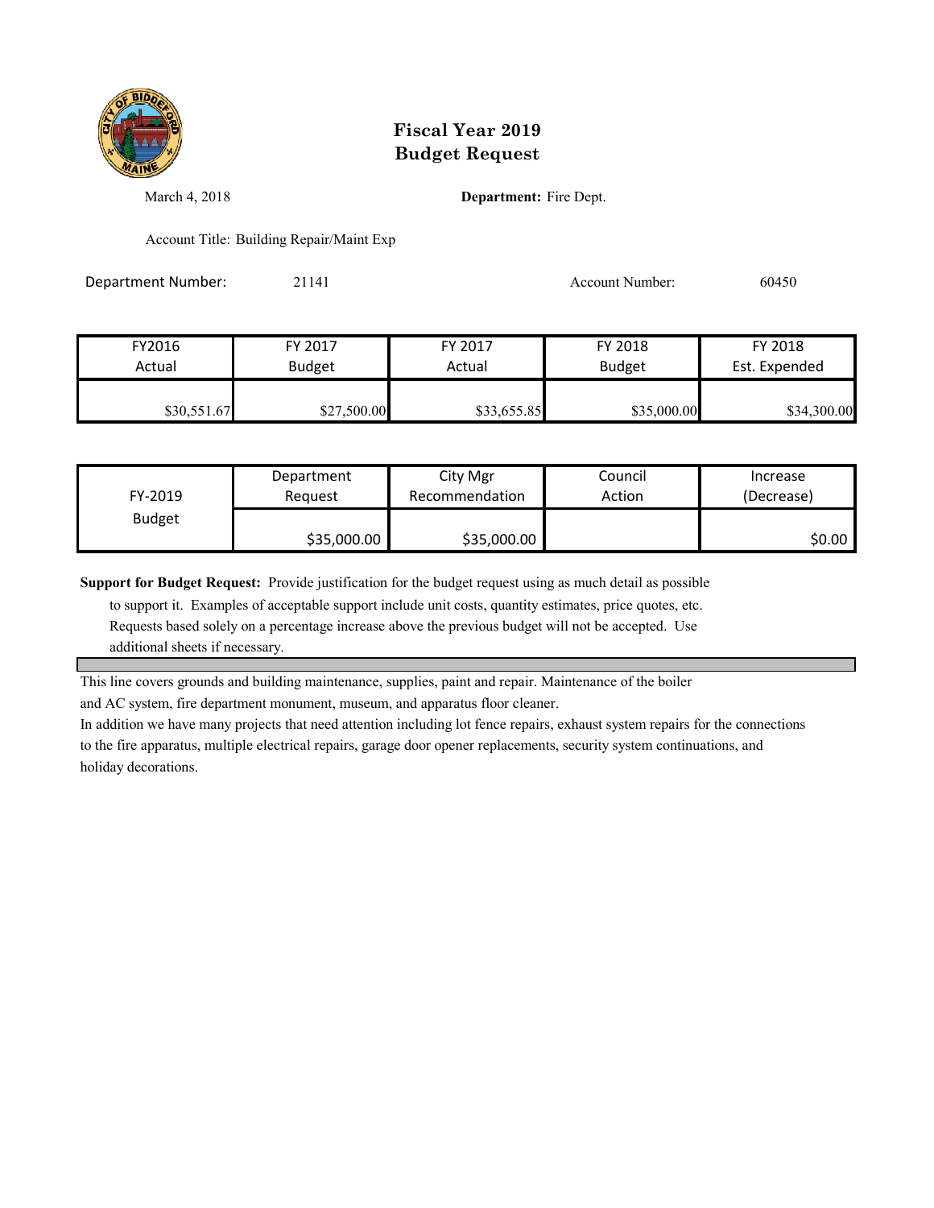# Fiscal Year 2019
# Budget Request

March 4, 2018

**Department:** Fire Dept.

Account Title: Building Repair/Maint Exp

Department Number: 21141

Account Number: 60450

| FY2016 Actual | FY 2017 Budget | FY 2017 Actual | FY 2018 Budget | FY 2018 Est. Expended |
|---|---|---|---|---|
| $30,551.67 | $27,500.00 | $33,655.85 | $35,000.00 | $34,300.00 |

| FY-2019 Budget | Department Request | City Mgr Recommendation | Council Action | Increase (Decrease) |
|---|---|---|---|---|
| | $35,000.00 | $35,000.00 | | $0.00 |

**Support for Budget Request:** Provide justification for the budget request using as much detail as possible to support it. Examples of acceptable support include unit costs, quantity estimates, price quotes, etc. Requests based solely on a percentage increase above the previous budget will not be accepted. Use additional sheets if necessary.

This line covers grounds and building maintenance, supplies, paint and repair. Maintenance of the boiler and AC system, fire department monument, museum, and apparatus floor cleaner.

In addition we have many projects that need attention including lot fence repairs, exhaust system repairs for the connections to the fire apparatus, multiple electrical repairs, garage door opener replacements, security system continuations, and holiday decorations.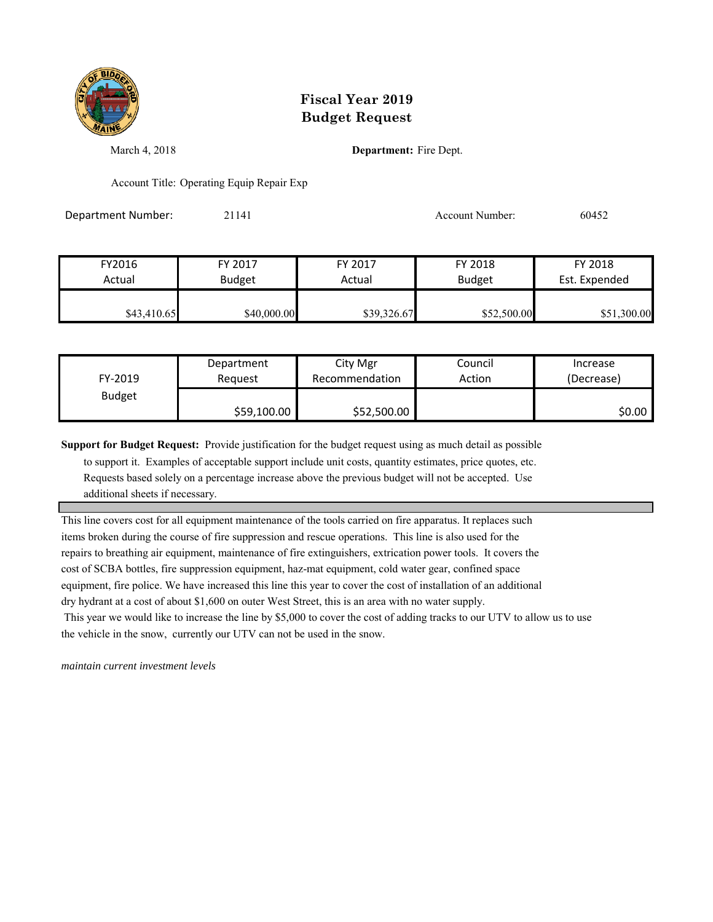# Fiscal Year 2019 Budget Request

March 4, 2018

**Department:** Fire Dept.

Account Title: Operating Equip Repair Exp

Department Number: 21141

Account Number: 60452

| FY2016 Actual | FY 2017 Budget | FY 2017 Actual | FY 2018 Budget | FY 2018 Est. Expended |
|---|---|---|---|---|
| $43,410.65 | $40,000.00 | $39,326.67 | $52,500.00 | $51,300.00 |

| FY-2019 Budget | Department Request | City Mgr Recommendation | Council Action | Increase (Decrease) |
|---|---|---|---|---|
| | $59,100.00 | $52,500.00 | | $0.00 |

**Support for Budget Request:** Provide justification for the budget request using as much detail as possible to support it. Examples of acceptable support include unit costs, quantity estimates, price quotes, etc. Requests based solely on a percentage increase above the previous budget will not be accepted. Use additional sheets if necessary.

This line covers cost for all equipment maintenance of the tools carried on fire apparatus. It replaces such items broken during the course of fire suppression and rescue operations. This line is also used for the repairs to breathing air equipment, maintenance of fire extinguishers, extrication power tools. It covers the cost of SCBA bottles, fire suppression equipment, haz-mat equipment, cold water gear, confined space equipment, fire police. We have increased this line this year to cover the cost of installation of an additional dry hydrant at a cost of about $1,600 on outer West Street, this is an area with no water supply.
This year we would like to increase the line by $5,000 to cover the cost of adding tracks to our UTV to allow us to use the vehicle in the snow, currently our UTV can not be used in the snow.

*maintain current investment levels*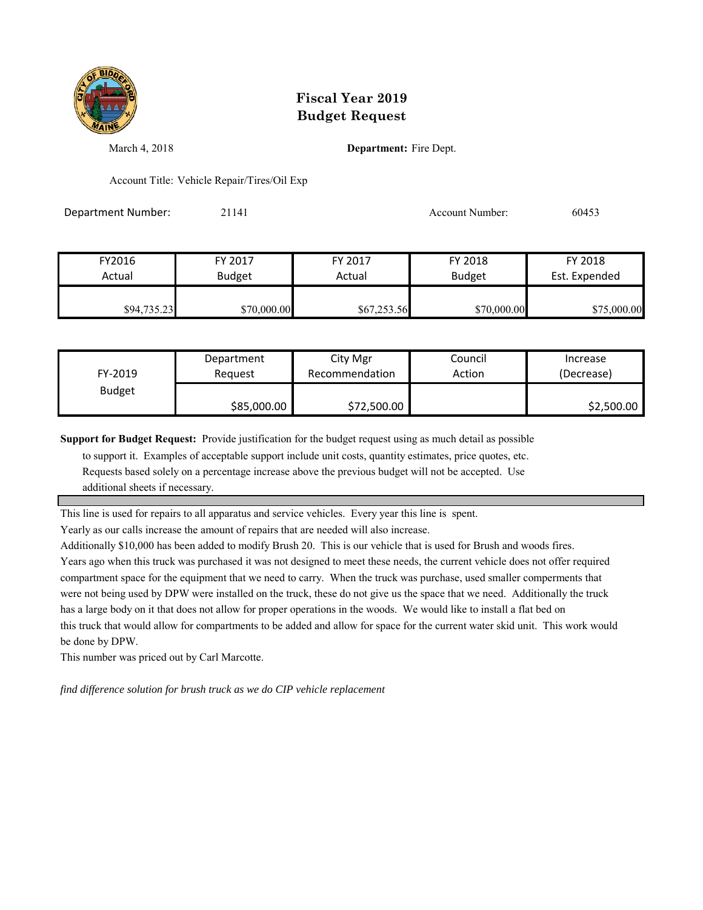# Fiscal Year 2019
# Budget Request

March 4, 2018 **Department:** Fire Dept.

Account Title: Vehicle Repair/Tires/Oil Exp

Department Number: 21141 Account Number: 60453

| FY2016 Actual | FY 2017 Budget | FY 2017 Actual | FY 2018 Budget | FY 2018 Est. Expended |
|---|---|---|---|---|
| $94,735.23 | $70,000.00 | $67,253.56 | $70,000.00 | $75,000.00 |

| FY-2019 Budget | Department Request | City Mgr Recommendation | Council Action | Increase (Decrease) |
|---|---|---|---|---|
| | $85,000.00 | $72,500.00 | | $2,500.00 |

**Support for Budget Request:** Provide justification for the budget request using as much detail as possible to support it. Examples of acceptable support include unit costs, quantity estimates, price quotes, etc. Requests based solely on a percentage increase above the previous budget will not be accepted. Use additional sheets if necessary.

This line is used for repairs to all apparatus and service vehicles. Every year this line is spent.

Yearly as our calls increase the amount of repairs that are needed will also increase.

Additionally $10,000 has been added to modify Brush 20. This is our vehicle that is used for Brush and woods fires. Years ago when this truck was purchased it was not designed to meet these needs, the current vehicle does not offer required compartment space for the equipment that we need to carry. When the truck was purchase, used smaller comperments that were not being used by DPW were installed on the truck, these do not give us the space that we need. Additionally the truck has a large body on it that does not allow for proper operations in the woods. We would like to install a flat bed on this truck that would allow for compartments to be added and allow for space for the current water skid unit. This work would be done by DPW.

This number was priced out by Carl Marcotte.

*find difference solution for brush truck as we do CIP vehicle replacement*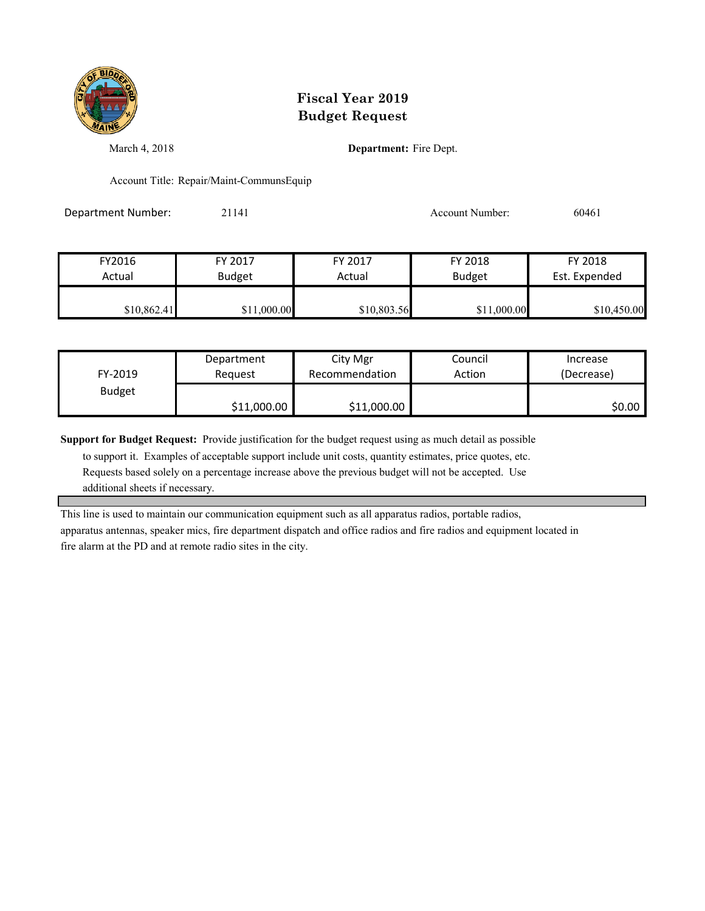# Fiscal Year 2019
# Budget Request

March 4, 2018

**Department:** Fire Dept.

Account Title: Repair/Maint-CommunsEquip

Department Number: 21141

Account Number: 60461

| FY2016 Actual | FY 2017 Budget | FY 2017 Actual | FY 2018 Budget | FY 2018 Est. Expended |
|---|---|---|---|---|
| $10,862.41 | $11,000.00 | $10,803.56 | $11,000.00 | $10,450.00 |

| FY-2019 Budget | Department Request | City Mgr Recommendation | Council Action | Increase (Decrease) |
|---|---|---|---|---|
| | $11,000.00 | $11,000.00 | | $0.00 |

**Support for Budget Request:** Provide justification for the budget request using as much detail as possible to support it. Examples of acceptable support include unit costs, quantity estimates, price quotes, etc. Requests based solely on a percentage increase above the previous budget will not be accepted. Use additional sheets if necessary.

This line is used to maintain our communication equipment such as all apparatus radios, portable radios, apparatus antennas, speaker mics, fire department dispatch and office radios and fire radios and equipment located in fire alarm at the PD and at remote radio sites in the city.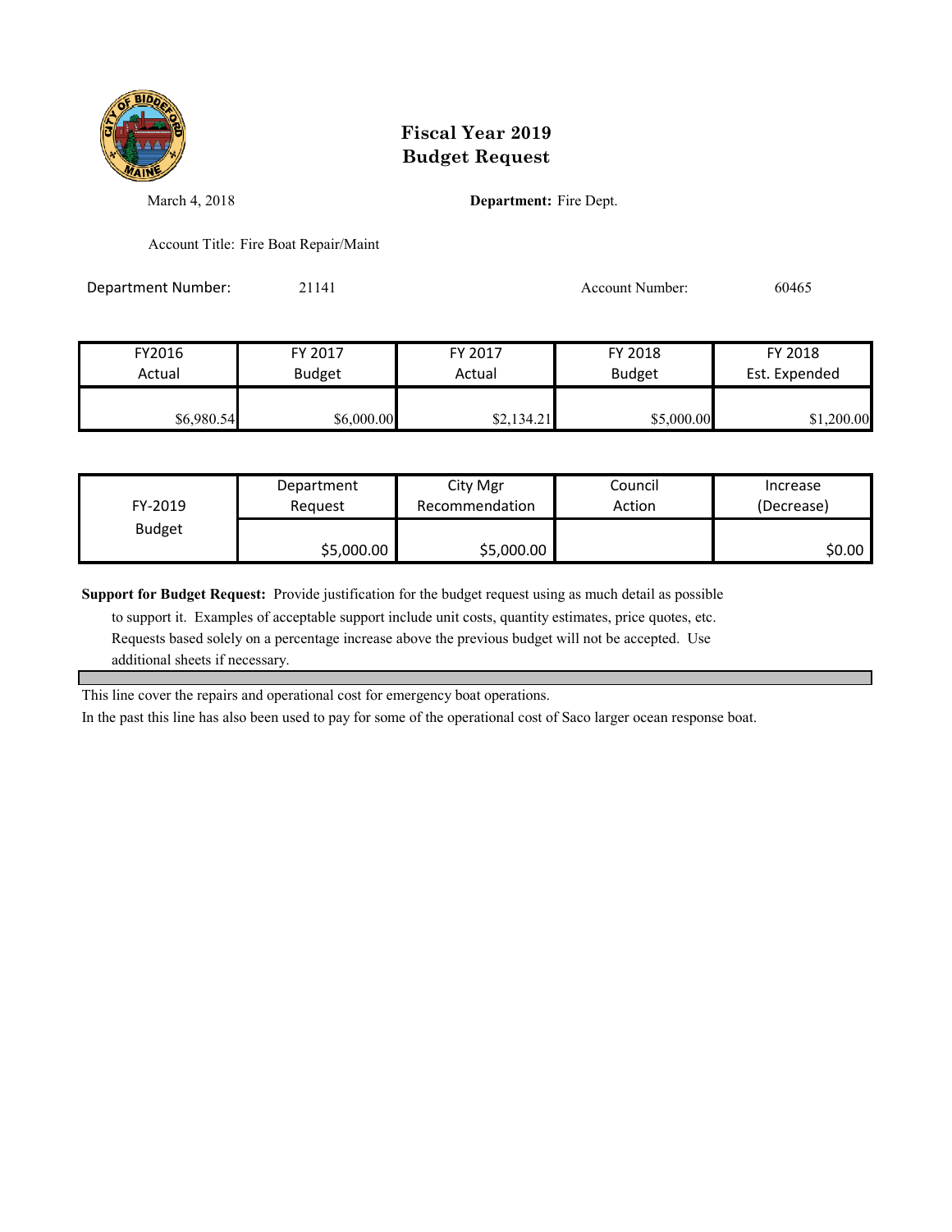# Fiscal Year 2019
# Budget Request

March 4, 2018

**Department:** Fire Dept.

Account Title: Fire Boat Repair/Maint

Department Number: 21141

Account Number: 60465

| FY2016 Actual | FY 2017 Budget | FY 2017 Actual | FY 2018 Budget | FY 2018 Est. Expended |
|---|---|---|---|---|
| $6,980.54 | $6,000.00 | $2,134.21 | $5,000.00 | $1,200.00 |

| FY-2019 Budget | Department Request | City Mgr Recommendation | Council Action | Increase (Decrease) |
|---|---|---|---|---|
| | $5,000.00 | $5,000.00 | | $0.00 |

**Support for Budget Request:** Provide justification for the budget request using as much detail as possible to support it. Examples of acceptable support include unit costs, quantity estimates, price quotes, etc. Requests based solely on a percentage increase above the previous budget will not be accepted. Use additional sheets if necessary.

This line cover the repairs and operational cost for emergency boat operations.

In the past this line has also been used to pay for some of the operational cost of Saco larger ocean response boat.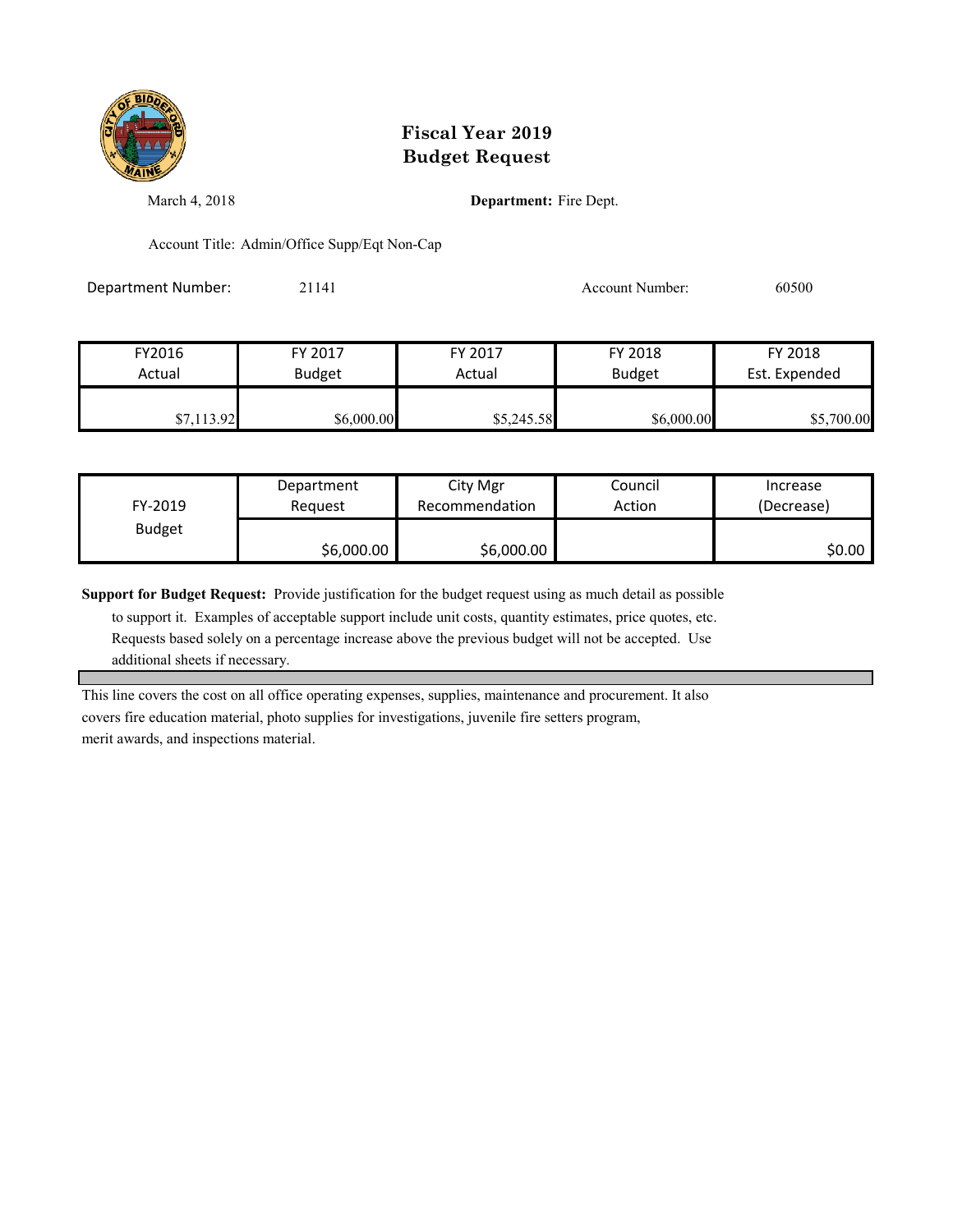# Fiscal Year 2019
# Budget Request

March 4, 2018

**Department:** Fire Dept.

Account Title: Admin/Office Supp/Eqt Non-Cap

Department Number: 21141

Account Number: 60500

| FY2016 Actual | FY 2017 Budget | FY 2017 Actual | FY 2018 Budget | FY 2018 Est. Expended |
|---|---|---|---|---|
| $7,113.92 | $6,000.00 | $5,245.58 | $6,000.00 | $5,700.00 |

| FY-2019 Budget | Department Request | City Mgr Recommendation | Council Action | Increase (Decrease) |
|---|---|---|---|---|
| | $6,000.00 | $6,000.00 | | $0.00 |

**Support for Budget Request:** Provide justification for the budget request using as much detail as possible to support it. Examples of acceptable support include unit costs, quantity estimates, price quotes, etc. Requests based solely on a percentage increase above the previous budget will not be accepted. Use additional sheets if necessary.

This line covers the cost on all office operating expenses, supplies, maintenance and procurement. It also covers fire education material, photo supplies for investigations, juvenile fire setters program, merit awards, and inspections material.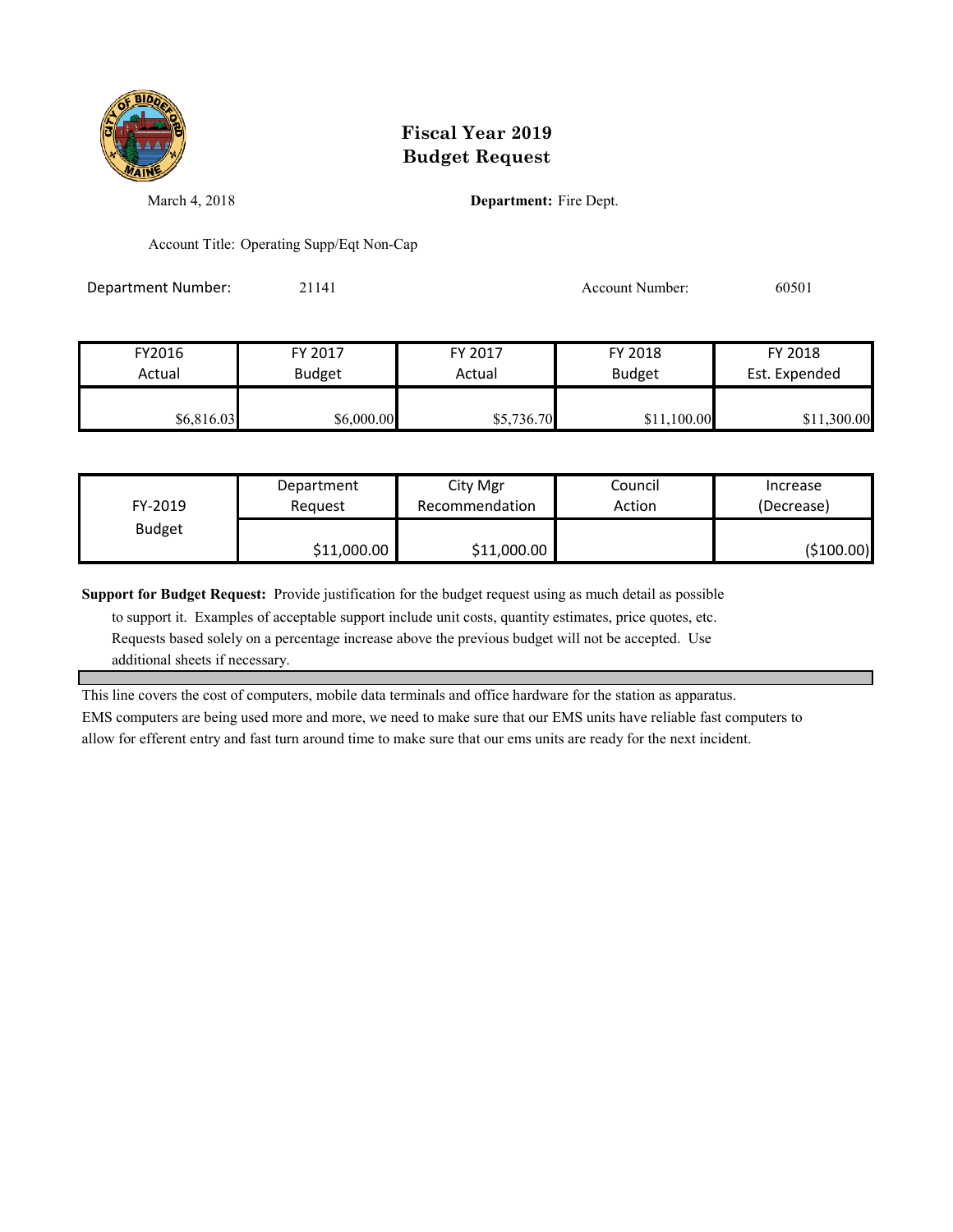# Fiscal Year 2019
# Budget Request

March 4, 2018

**Department:** Fire Dept.

Account Title: Operating Supp/Eqt Non-Cap

Department Number: 21141

Account Number: 60501

| FY2016 Actual | FY 2017 Budget | FY 2017 Actual | FY 2018 Budget | FY 2018 Est. Expended |
|---|---|---|---|---|
| $6,816.03 | $6,000.00 | $5,736.70 | $11,100.00 | $11,300.00 |

| FY-2019 Budget | Department Request | City Mgr Recommendation | Council Action | Increase (Decrease) |
|---|---|---|---|---|
| | $11,000.00 | $11,000.00 | | ($100.00) |

**Support for Budget Request:** Provide justification for the budget request using as much detail as possible to support it. Examples of acceptable support include unit costs, quantity estimates, price quotes, etc. Requests based solely on a percentage increase above the previous budget will not be accepted. Use additional sheets if necessary.

This line covers the cost of computers, mobile data terminals and office hardware for the station as apparatus. EMS computers are being used more and more, we need to make sure that our EMS units have reliable fast computers to allow for efferent entry and fast turn around time to make sure that our ems units are ready for the next incident.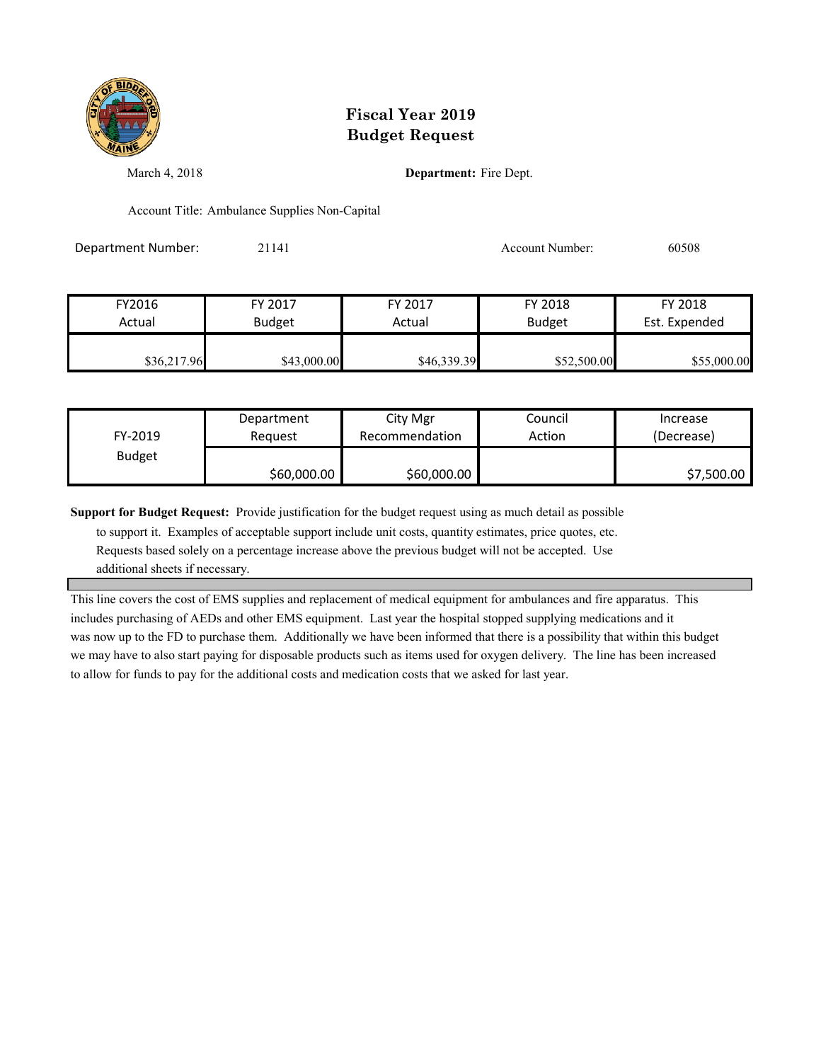# Fiscal Year 2019
# Budget Request

March 4, 2018 **Department:** Fire Dept.

Account Title: Ambulance Supplies Non-Capital

Department Number: 21141 Account Number: 60508

| FY2016 Actual | FY 2017 Budget | FY 2017 Actual | FY 2018 Budget | FY 2018 Est. Expended |
|---|---|---|---|---|
| $36,217.96 | $43,000.00 | $46,339.39 | $52,500.00 | $55,000.00 |

| FY-2019 Budget | Department Request | City Mgr Recommendation | Council Action | Increase (Decrease) |
|---|---|---|---|---|
| | $60,000.00 | $60,000.00 | | $7,500.00 |

**Support for Budget Request:** Provide justification for the budget request using as much detail as possible to support it. Examples of acceptable support include unit costs, quantity estimates, price quotes, etc. Requests based solely on a percentage increase above the previous budget will not be accepted. Use additional sheets if necessary.

This line covers the cost of EMS supplies and replacement of medical equipment for ambulances and fire apparatus. This includes purchasing of AEDs and other EMS equipment. Last year the hospital stopped supplying medications and it was now up to the FD to purchase them. Additionally we have been informed that there is a possibility that within this budget we may have to also start paying for disposable products such as items used for oxygen delivery. The line has been increased to allow for funds to pay for the additional costs and medication costs that we asked for last year.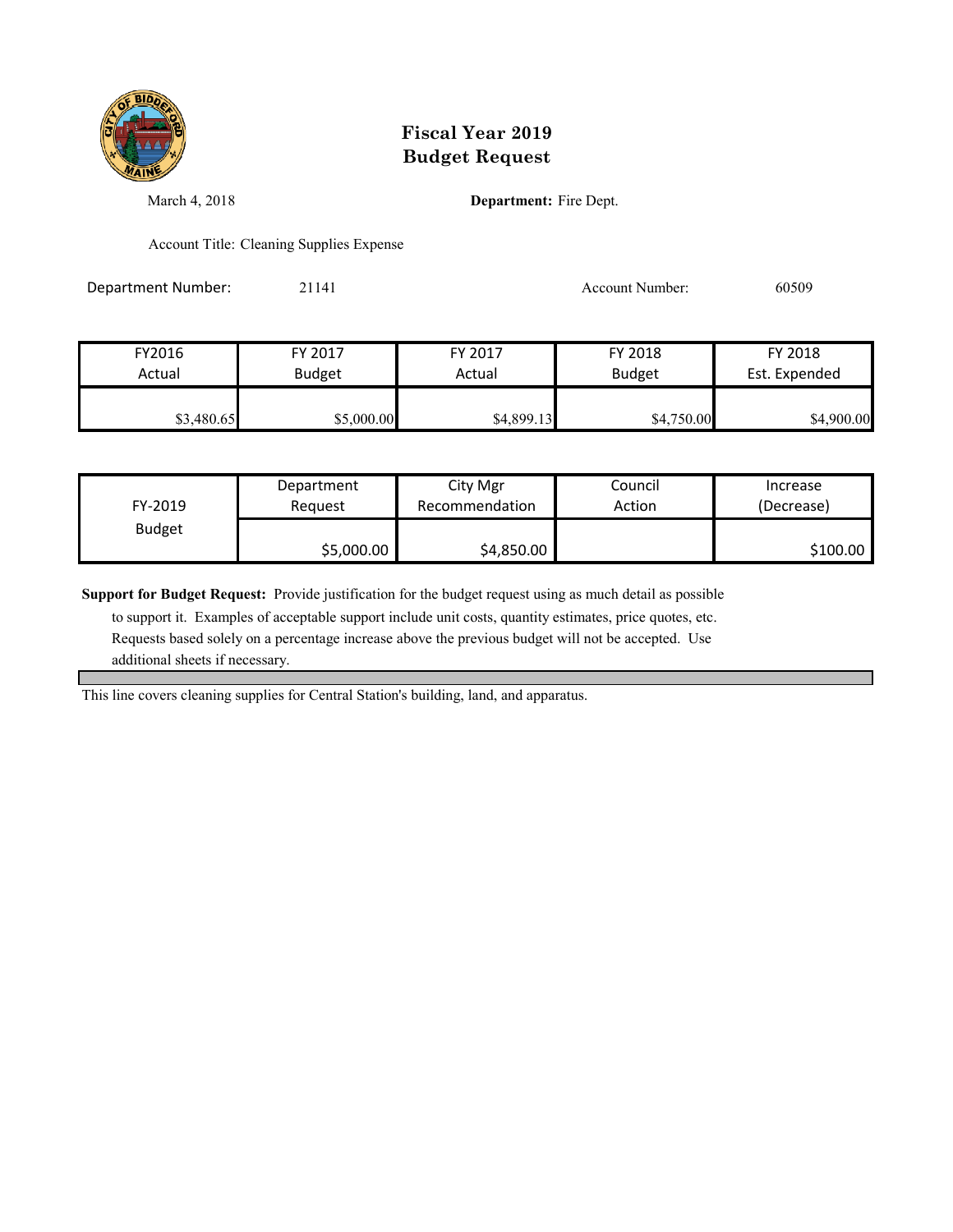# Fiscal Year 2019
# Budget Request

March 4, 2018

**Department:** Fire Dept.

Account Title: Cleaning Supplies Expense

Department Number: 21141

Account Number: 60509

| FY2016 Actual | FY 2017 Budget | FY 2017 Actual | FY 2018 Budget | FY 2018 Est. Expended |
|---|---|---|---|---|
| $3,480.65 | $5,000.00 | $4,899.13 | $4,750.00 | $4,900.00 |

| FY-2019 Budget | Department Request | City Mgr Recommendation | Council Action | Increase (Decrease) |
|---|---|---|---|---|
| | $5,000.00 | $4,850.00 | | $100.00 |

**Support for Budget Request:** Provide justification for the budget request using as much detail as possible to support it. Examples of acceptable support include unit costs, quantity estimates, price quotes, etc. Requests based solely on a percentage increase above the previous budget will not be accepted. Use additional sheets if necessary.

This line covers cleaning supplies for Central Station's building, land, and apparatus.